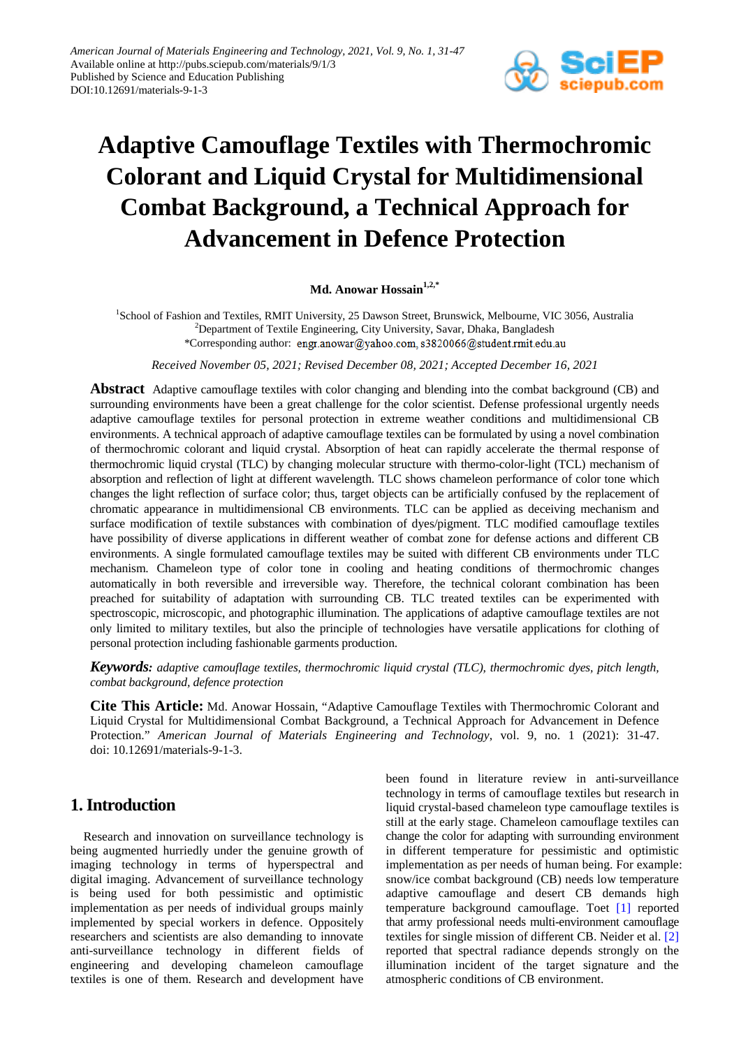# Adaptive Camouflage Textiles with Thermochromic Colorant and Liquid Crystal for Multidimensional Combat Background, a Technical Approach for Advancement in Defence Protection

**Md. Anowar Hossain**[1,2,*]

[1]School of Fashion and Textiles, RMIT University, 25 Dawson Street, Brunswick, Melbourne, VIC 3056, Australia
[2]Department of Textile Engineering, City University, Savar, Dhaka, Bangladesh
*Corresponding author: engr.anowar@yahoo.com, s3820066@student.rmit.edu.au

*Received November 05, 2021; Revised December 08, 2021; Accepted December 16, 2021*

**Abstract** Adaptive camouflage textiles with color changing and blending into the combat background (CB) and surrounding environments have been a great challenge for the color scientist. Defense professional urgently needs adaptive camouflage textiles for personal protection in extreme weather conditions and multidimensional CB environments. A technical approach of adaptive camouflage textiles can be formulated by using a novel combination of thermochromic colorant and liquid crystal. Absorption of heat can rapidly accelerate the thermal response of thermochromic liquid crystal (TLC) by changing molecular structure with thermo-color-light (TCL) mechanism of absorption and reflection of light at different wavelength. TLC shows chameleon performance of color tone which changes the light reflection of surface color; thus, target objects can be artificially confused by the replacement of chromatic appearance in multidimensional CB environments. TLC can be applied as deceiving mechanism and surface modification of textile substances with combination of dyes/pigment. TLC modified camouflage textiles have possibility of diverse applications in different weather of combat zone for defense actions and different CB environments. A single formulated camouflage textiles may be suited with different CB environments under TLC mechanism. Chameleon type of color tone in cooling and heating conditions of thermochromic changes automatically in both reversible and irreversible way. Therefore, the technical colorant combination has been preached for suitability of adaptation with surrounding CB. TLC treated textiles can be experimented with spectroscopic, microscopic, and photographic illumination. The applications of adaptive camouflage textiles are not only limited to military textiles, but also the principle of technologies have versatile applications for clothing of personal protection including fashionable garments production.

***Keywords:*** *adaptive camouflage textiles, thermochromic liquid crystal (TLC), thermochromic dyes, pitch length, combat background, defence protection*

**Cite This Article:** Md. Anowar Hossain, "Adaptive Camouflage Textiles with Thermochromic Colorant and Liquid Crystal for Multidimensional Combat Background, a Technical Approach for Advancement in Defence Protection." *American Journal of Materials Engineering and Technology*, vol. 9, no. 1 (2021): 31-47. doi: 10.12691/materials-9-1-3.

## 1. Introduction

Research and innovation on surveillance technology is being augmented hurriedly under the genuine growth of imaging technology in terms of hyperspectral and digital imaging. Advancement of surveillance technology is being used for both pessimistic and optimistic implementation as per needs of individual groups mainly implemented by special workers in defence. Oppositely researchers and scientists are also demanding to innovate anti-surveillance technology in different fields of engineering and developing chameleon camouflage textiles is one of them. Research and development have been found in literature review in anti-surveillance technology in terms of camouflage textiles but research in liquid crystal-based chameleon type camouflage textiles is still at the early stage. Chameleon camouflage textiles can change the color for adapting with surrounding environment in different temperature for pessimistic and optimistic implementation as per needs of human being. For example: snow/ice combat background (CB) needs low temperature adaptive camouflage and desert CB demands high temperature background camouflage. Toet [1] reported that army professional needs multi-environment camouflage textiles for single mission of different CB. Neider et al. [2] reported that spectral radiance depends strongly on the illumination incident of the target signature and the atmospheric conditions of CB environment.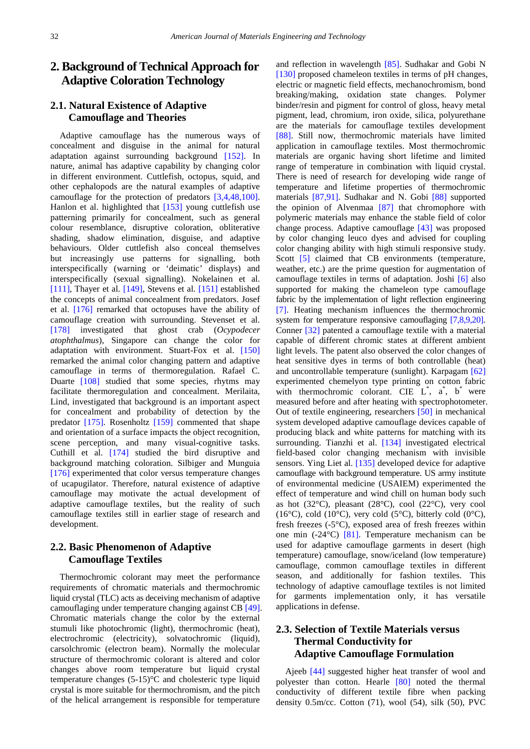## 2. Background of Technical Approach for Adaptive Coloration Technology

### 2.1. Natural Existence of Adaptive Camouflage and Theories

Adaptive camouflage has the numerous ways of concealment and disguise in the animal for natural adaptation against surrounding background [152]. In nature, animal has adaptive capability by changing color in different environment. Cuttlefish, octopus, squid, and other cephalopods are the natural examples of adaptive camouflage for the protection of predators [3,4,48,100]. Hanlon et al. highlighted that [153] young cuttlefish use patterning primarily for concealment, such as general colour resemblance, disruptive coloration, obliterative shading, shadow elimination, disguise, and adaptive behaviours. Older cuttlefish also conceal themselves but increasingly use patterns for signalling, both interspecifically (warning or 'deimatic' displays) and interspecifically (sexual signalling). Nokelainen et al. [111], Thayer et al. [149], Stevens et al. [151] established the concepts of animal concealment from predators. Josef et al. [176] remarked that octopuses have the ability of camouflage creation with surrounding. Stevenset et al. [178] investigated that ghost crab (*Ocypodecer atophthalmus*), Singapore can change the color for adaptation with environment. Stuart-Fox et al. [150] remarked the animal color changing pattern and adaptive camouflage in terms of thermoregulation. Rafael C. Duarte [108] studied that some species, rhytms may facilitate thermoregulation and concealment. Merilaita, Lind, investigated that background is an important aspect for concealment and probability of detection by the predator [175]. Rosenholtz [159] commented that shape and orientation of a surface impacts the object recognition, scene perception, and many visual-cognitive tasks. Cuthill et al. [174] studied the bird disruptive and background matching coloration. Silbiger and Munguia [176] experimented that color versus temperature changes of ucapugilator. Therefore, natural existence of adaptive camouflage may motivate the actual development of adaptive camouflage textiles, but the reality of such camouflage textiles still in earlier stage of research and development.

### 2.2. Basic Phenomenon of Adaptive Camouflage Textiles

Thermochromic colorant may meet the performance requirements of chromatic materials and thermochromic liquid crystal (TLC) acts as deceiving mechanism of adaptive camouflaging under temperature changing against CB [49]. Chromatic materials change the color by the external stumuli like photochromic (light), thermochromic (heat), electrochromic (electricity), solvatochromic (liquid), carsolchromic (electron beam). Normally the molecular structure of thermochromic colorant is altered and color changes above room temperature but liquid crystal temperature changes (5-15)°C and cholesteric type liquid crystal is more suitable for thermochromism, and the pitch of the helical arrangement is responsible for temperature and reflection in wavelength [85]. Sudhakar and Gobi N [130] proposed chameleon textiles in terms of pH changes, electric or magnetic field effects, mechanochromism, bond breaking/making, oxidation state changes. Polymer binder/resin and pigment for control of gloss, heavy metal pigment, lead, chromium, iron oxide, silica, polyurethane are the materials for camouflage textiles development [88]. Still now, thermochromic materials have limited application in camouflage textiles. Most thermochromic materials are organic having short lifetime and limited range of temperature in combination with liquid crystal. There is need of research for developing wide range of temperature and lifetime properties of thermochromic materials [87,91]. Sudhakar and N. Gobi [88] supported the opinion of Alvenmaa [87] that chromophore with polymeric materials may enhance the stable field of color change process. Adaptive camouflage [43] was proposed by color changing leuco dyes and advised for coupling color changing ability with high stimuli responsive study. Scott [5] claimed that CB environments (temperature, weather, etc.) are the prime question for augmentation of camouflage textiles in terms of adaptation. Joshi [6] also supported for making the chameleon type camouflage fabric by the implementation of light reflection engineering [7]. Heating mechanism influences the thermochromic system for temperature responsive camouflaging [7,8,9,20]. Conner [32] patented a camouflage textile with a material capable of different chromic states at different ambient light levels. The patent also observed the color changes of heat sensitive dyes in terms of both controllable (heat) and uncontrollable temperature (sunlight). Karpagam [62] experimented chemelyon type printing on cotton fabric with thermochromic colorant. CIE $L^*$, $a^*$, $b^*$ were measured before and after heating with spectrophotometer. Out of textile engineering, researchers [50] in mechanical system developed adaptive camouflage devices capable of producing black and white patterns for matching with its surrounding. Tianzhi et al. [134] investigated electrical field-based color changing mechanism with invisible sensors. Ying Liet al. [135] developed device for adaptive camouflage with background temperature. US army institute of environmental medicine (USAIEM) experimented the effect of temperature and wind chill on human body such as hot (32°C), pleasant (28°C), cool (22°C), very cool (16°C), cold (10°C), very cold (5°C), bitterly cold (0°C), fresh freezes (-5°C), exposed area of fresh freezes within one min (-24°C) [81]. Temperature mechanism can be used for adaptive camouflage garments in desert (high temperature) camouflage, snow/iceland (low temperature) camouflage, common camouflage textiles in different season, and additionally for fashion textiles. This technology of adaptive camouflage textiles is not limited for garments implementation only, it has versatile applications in defense.

### 2.3. Selection of Textile Materials versus Thermal Conductivity for Adaptive Camouflage Formulation

Ajeeb [44] suggested higher heat transfer of wool and polyester than cotton. Hearle [80] noted the thermal conductivity of different textile fibre when packing density 0.5m/cc. Cotton (71), wool (54), silk (50), PVC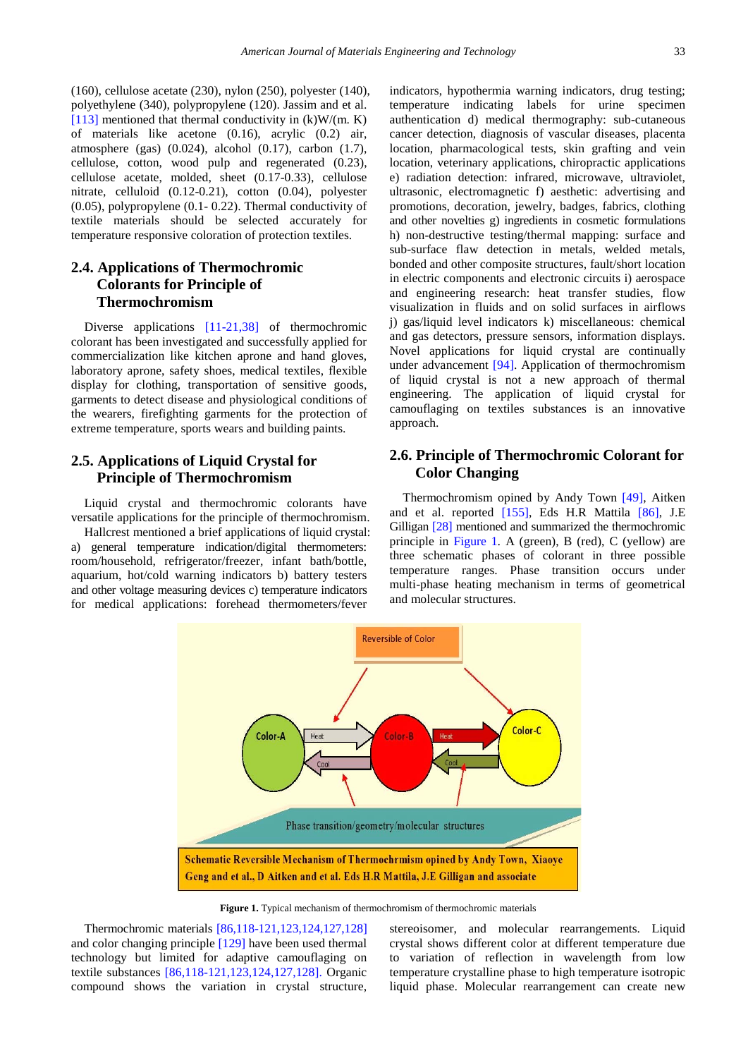(160), cellulose acetate (230), nylon (250), polyester (140), polyethylene (340), polypropylene (120). Jassim and et al. [113] mentioned that thermal conductivity in (k)W/(m. K) of materials like acetone (0.16), acrylic (0.2) air, atmosphere (gas) (0.024), alcohol (0.17), carbon (1.7), cellulose, cotton, wood pulp and regenerated (0.23), cellulose acetate, molded, sheet (0.17-0.33), cellulose nitrate, celluloid (0.12-0.21), cotton (0.04), polyester (0.05), polypropylene (0.1- 0.22). Thermal conductivity of textile materials should be selected accurately for temperature responsive coloration of protection textiles.

## 2.4. Applications of Thermochromic Colorants for Principle of Thermochromism

Diverse applications [11-21,38] of thermochromic colorant has been investigated and successfully applied for commercialization like kitchen aprone and hand gloves, laboratory aprone, safety shoes, medical textiles, flexible display for clothing, transportation of sensitive goods, garments to detect disease and physiological conditions of the wearers, firefighting garments for the protection of extreme temperature, sports wears and building paints.

## 2.5. Applications of Liquid Crystal for Principle of Thermochromism

Liquid crystal and thermochromic colorants have versatile applications for the principle of thermochromism.

Hallcrest mentioned a brief applications of liquid crystal: a) general temperature indication/digital thermometers: room/household, refrigerator/freezer, infant bath/bottle, aquarium, hot/cold warning indicators b) battery testers and other voltage measuring devices c) temperature indicators for medical applications: forehead thermometers/fever indicators, hypothermia warning indicators, drug testing; temperature indicating labels for urine specimen authentication d) medical thermography: sub-cutaneous cancer detection, diagnosis of vascular diseases, placenta location, pharmacological tests, skin grafting and vein location, veterinary applications, chiropractic applications e) radiation detection: infrared, microwave, ultraviolet, ultrasonic, electromagnetic f) aesthetic: advertising and promotions, decoration, jewelry, badges, fabrics, clothing and other novelties g) ingredients in cosmetic formulations h) non-destructive testing/thermal mapping: surface and sub-surface flaw detection in metals, welded metals, bonded and other composite structures, fault/short location in electric components and electronic circuits i) aerospace and engineering research: heat transfer studies, flow visualization in fluids and on solid surfaces in airflows j) gas/liquid level indicators k) miscellaneous: chemical and gas detectors, pressure sensors, information displays. Novel applications for liquid crystal are continually under advancement [94]. Application of thermochromism of liquid crystal is not a new approach of thermal engineering. The application of liquid crystal for camouflaging on textiles substances is an innovative approach.

## 2.6. Principle of Thermochromic Colorant for Color Changing

Thermochromism opined by Andy Town [49], Aitken and et al. reported [155], Eds H.R Mattila [86], J.E Gilligan [28] mentioned and summarized the thermochromic principle in Figure 1. A (green), B (red), C (yellow) are three schematic phases of colorant in three possible temperature ranges. Phase transition occurs under multi-phase heating mechanism in terms of geometrical and molecular structures.

**Figure 1.** Typical mechanism of thermochromism of thermochromic materials

Thermochromic materials [86,118-121,123,124,127,128] and color changing principle [129] have been used thermal technology but limited for adaptive camouflaging on textile substances [86,118-121,123,124,127,128]. Organic compound shows the variation in crystal structure, stereoisomer, and molecular rearrangements. Liquid crystal shows different color at different temperature due to variation of reflection in wavelength from low temperature crystalline phase to high temperature isotropic liquid phase. Molecular rearrangement can create new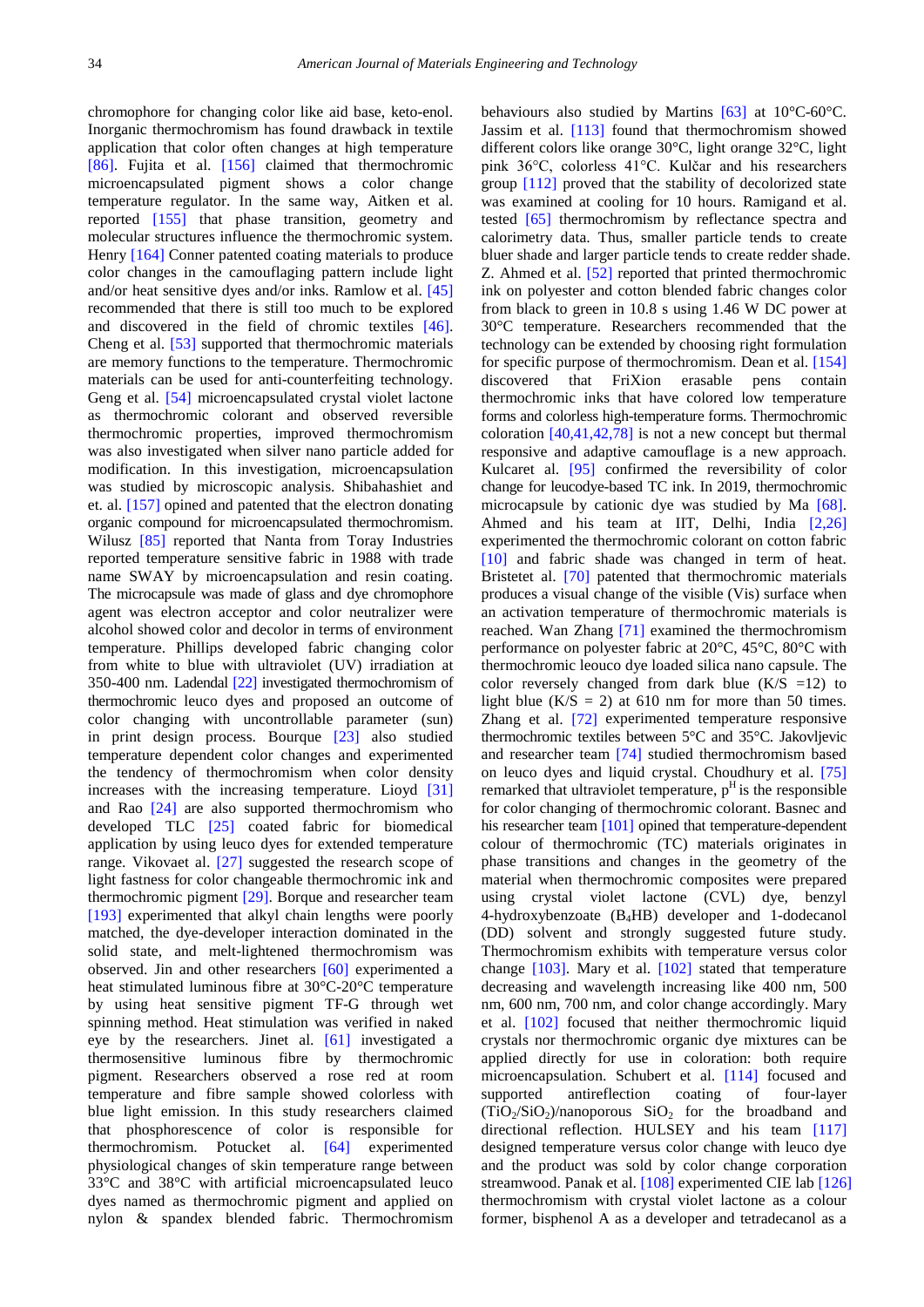chromophore for changing color like aid base, keto-enol. Inorganic thermochromism has found drawback in textile application that color often changes at high temperature [86]. Fujita et al. [156] claimed that thermochromic microencapsulated pigment shows a color change temperature regulator. In the same way, Aitken et al. reported [155] that phase transition, geometry and molecular structures influence the thermochromic system. Henry [164] Conner patented coating materials to produce color changes in the camouflaging pattern include light and/or heat sensitive dyes and/or inks. Ramlow et al. [45] recommended that there is still too much to be explored and discovered in the field of chromic textiles [46]. Cheng et al. [53] supported that thermochromic materials are memory functions to the temperature. Thermochromic materials can be used for anti-counterfeiting technology. Geng et al. [54] microencapsulated crystal violet lactone as thermochromic colorant and observed reversible thermochromic properties, improved thermochromism was also investigated when silver nano particle added for modification. In this investigation, microencapsulation was studied by microscopic analysis. Shibahashiet and et. al. [157] opined and patented that the electron donating organic compound for microencapsulated thermochromism. Wilusz [85] reported that Nanta from Toray Industries reported temperature sensitive fabric in 1988 with trade name SWAY by microencapsulation and resin coating. The microcapsule was made of glass and dye chromophore agent was electron acceptor and color neutralizer were alcohol showed color and decolor in terms of environment temperature. Phillips developed fabric changing color from white to blue with ultraviolet (UV) irradiation at 350-400 nm. Ladendal [22] investigated thermochromism of thermochromic leuco dyes and proposed an outcome of color changing with uncontrollable parameter (sun) in print design process. Bourque [23] also studied temperature dependent color changes and experimented the tendency of thermochromism when color density increases with the increasing temperature. Lioyd [31] and Rao [24] are also supported thermochromism who developed TLC [25] coated fabric for biomedical application by using leuco dyes for extended temperature range. Vikovaet al. [27] suggested the research scope of light fastness for color changeable thermochromic ink and thermochromic pigment [29]. Borque and researcher team [193] experimented that alkyl chain lengths were poorly matched, the dye-developer interaction dominated in the solid state, and melt-lightened thermochromism was observed. Jin and other researchers [60] experimented a heat stimulated luminous fibre at 30°C-20°C temperature by using heat sensitive pigment TF-G through wet spinning method. Heat stimulation was verified in naked eye by the researchers. Jinet al. [61] investigated a thermosensitive luminous fibre by thermochromic pigment. Researchers observed a rose red at room temperature and fibre sample showed colorless with blue light emission. In this study researchers claimed that phosphorescence of color is responsible for thermochromism. Potucket al. [64] experimented physiological changes of skin temperature range between 33°C and 38°C with artificial microencapsulated leuco dyes named as thermochromic pigment and applied on nylon & spandex blended fabric. Thermochromism behaviours also studied by Martins [63] at 10°C-60°C. Jassim et al. [113] found that thermochromism showed different colors like orange 30°C, light orange 32°C, light pink 36°C, colorless 41°C. Kulčar and his researchers group [112] proved that the stability of decolorized state was examined at cooling for 10 hours. Ramigand et al. tested [65] thermochromism by reflectance spectra and calorimetry data. Thus, smaller particle tends to create bluer shade and larger particle tends to create redder shade. Z. Ahmed et al. [52] reported that printed thermochromic ink on polyester and cotton blended fabric changes color from black to green in 10.8 s using 1.46 W DC power at 30°C temperature. Researchers recommended that the technology can be extended by choosing right formulation for specific purpose of thermochromism. Dean et al. [154] discovered that FriXion erasable pens contain thermochromic inks that have colored low temperature forms and colorless high-temperature forms. Thermochromic coloration [40,41,42,78] is not a new concept but thermal responsive and adaptive camouflage is a new approach. Kulcaret al. [95] confirmed the reversibility of color change for leucodye-based TC ink. In 2019, thermochromic microcapsule by cationic dye was studied by Ma [68]. Ahmed and his team at IIT, Delhi, India [2,26] experimented the thermochromic colorant on cotton fabric [10] and fabric shade was changed in term of heat. Bristetet al. [70] patented that thermochromic materials produces a visual change of the visible (Vis) surface when an activation temperature of thermochromic materials is reached. Wan Zhang [71] examined the thermochromism performance on polyester fabric at 20°C, 45°C, 80°C with thermochromic leouco dye loaded silica nano capsule. The color reversely changed from dark blue (K/S =12) to light blue (K/S = 2) at 610 nm for more than 50 times. Zhang et al. [72] experimented temperature responsive thermochromic textiles between 5°C and 35°C. Jakovljevic and researcher team [74] studied thermochromism based on leuco dyes and liquid crystal. Choudhury et al. [75] remarked that ultraviolet temperature, $p^H$ is the responsible for color changing of thermochromic colorant. Basnec and his researcher team [101] opined that temperature-dependent colour of thermochromic (TC) materials originates in phase transitions and changes in the geometry of the material when thermochromic composites were prepared using crystal violet lactone (CVL) dye, benzyl 4-hydroxybenzoate ($B_4$HB) developer and 1-dodecanol (DD) solvent and strongly suggested future study. Thermochromism exhibits with temperature versus color change [103]. Mary et al. [102] stated that temperature decreasing and wavelength increasing like 400 nm, 500 nm, 600 nm, 700 nm, and color change accordingly. Mary et al. [102] focused that neither thermochromic liquid crystals nor thermochromic organic dye mixtures can be applied directly for use in coloration: both require microencapsulation. Schubert et al. [114] focused and supported antireflection coating of four-layer ($TiO_2/SiO_2$)/nanoporous $SiO_2$ for the broadband and directional reflection. HULSEY and his team [117] designed temperature versus color change with leuco dye and the product was sold by color change corporation streamwood. Panak et al. [108] experimented CIE lab [126] thermochromism with crystal violet lactone as a colour former, bisphenol A as a developer and tetradecanol as a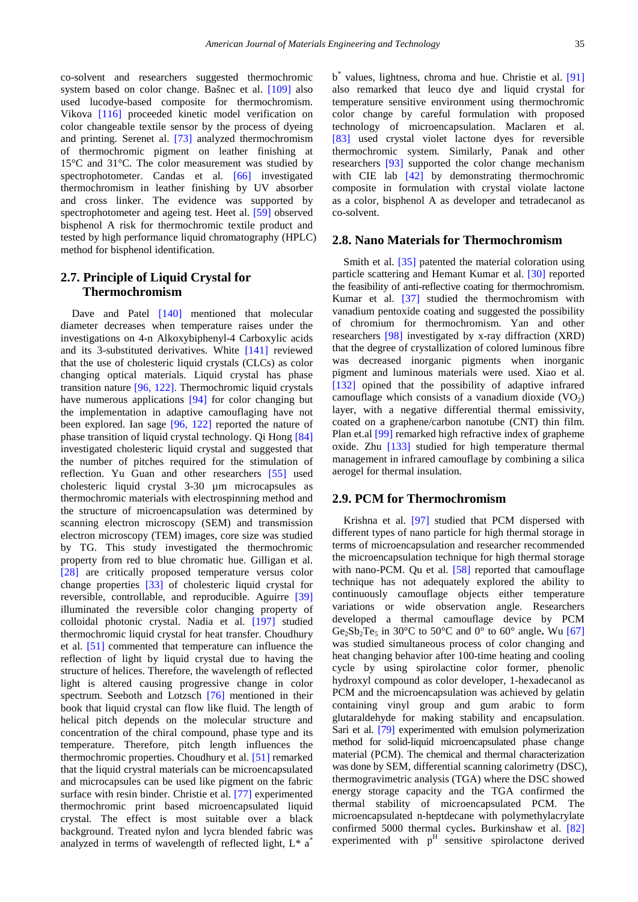co-solvent and researchers suggested thermochromic system based on color change. Bašnec et al. [109] also used lucodye-based composite for thermochromism. Vikova [116] proceeded kinetic model verification on color changeable textile sensor by the process of dyeing and printing. Serenet al. [73] analyzed thermochromism of thermochromic pigment on leather finishing at 15°C and 31°C. The color measurement was studied by spectrophotometer. Candas et al. [66] investigated thermochromism in leather finishing by UV absorber and cross linker. The evidence was supported by spectrophotometer and ageing test. Heet al. [59] observed bisphenol A risk for thermochromic textile product and tested by high performance liquid chromatography (HPLC) method for bisphenol identification.

## 2.7. Principle of Liquid Crystal for Thermochromism

Dave and Patel [140] mentioned that molecular diameter decreases when temperature raises under the investigations on 4-n Alkoxybiphenyl-4 Carboxylic acids and its 3-substituted derivatives. White [141] reviewed that the use of cholesteric liquid crystals (CLCs) as color changing optical materials. Liquid crystal has phase transition nature [96, 122]. Thermochromic liquid crystals have numerous applications [94] for color changing but the implementation in adaptive camouflaging have not been explored. Ian sage [96, 122] reported the nature of phase transition of liquid crystal technology. Qi Hong [84] investigated cholesteric liquid crystal and suggested that the number of pitches required for the stimulation of reflection. Yu Guan and other researchers [55] used cholesteric liquid crystal 3-30 µm microcapsules as thermochromic materials with electrospinning method and the structure of microencapsulation was determined by scanning electron microscopy (SEM) and transmission electron microscopy (TEM) images, core size was studied by TG. This study investigated the thermochromic property from red to blue chromatic hue. Gilligan et al. [28] are critically proposed temperature versus color change properties [33] of cholesteric liquid crystal for reversible, controllable, and reproducible. Aguirre [39] illuminated the reversible color changing property of colloidal photonic crystal. Nadia et al. [197] studied thermochromic liquid crystal for heat transfer. Choudhury et al. [51] commented that temperature can influence the reflection of light by liquid crystal due to having the structure of helices. Therefore, the wavelength of reflected light is altered causing progressive change in color spectrum. Seeboth and Lotzsch [76] mentioned in their book that liquid crystal can flow like fluid. The length of helical pitch depends on the molecular structure and concentration of the chiral compound, phase type and its temperature. Therefore, pitch length influences the thermochromic properties. Choudhury et al. [51] remarked that the liquid crystal materials can be microencapsulated and microcapsules can be used like pigment on the fabric surface with resin binder. Christie et al. [77] experimented thermochromic print based microencapsulated liquid crystal. The effect is most suitable over a black background. Treated nylon and lycra blended fabric was analyzed in terms of wavelength of reflected light, $L^*$ $a^*$ $b^*$ values, lightness, chroma and hue. Christie et al. [91] also remarked that leuco dye and liquid crystal for temperature sensitive environment using thermochromic color change by careful formulation with proposed technology of microencapsulation. Maclaren et al. [83] used crystal violet lactone dyes for reversible thermochromic system. Similarly, Panak and other researchers [93] supported the color change mechanism with CIE lab [42] by demonstrating thermochromic composite in formulation with crystal violate lactone as a color, bisphenol A as developer and tetradecanol as co-solvent.

## 2.8. Nano Materials for Thermochromism

Smith et al. [35] patented the material coloration using particle scattering and Hemant Kumar et al. [30] reported the feasibility of anti-reflective coating for thermochromism. Kumar et al. [37] studied the thermochromism with vanadium pentoxide coating and suggested the possibility of chromium for thermochromism. Yan and other researchers [98] investigated by x-ray diffraction (XRD) that the degree of crystallization of colored luminous fibre was decreased inorganic pigments when inorganic pigment and luminous materials were used. Xiao et al. [132] opined that the possibility of adaptive infrared camouflage which consists of a vanadium dioxide ($VO_2$) layer, with a negative differential thermal emissivity, coated on a graphene/carbon nanotube (CNT) thin film. Plan et.al [99] remarked high refractive index of grapheme oxide. Zhu [133] studied for high temperature thermal management in infrared camouflage by combining a silica aerogel for thermal insulation.

## 2.9. PCM for Thermochromism

Krishna et al. [97] studied that PCM dispersed with different types of nano particle for high thermal storage in terms of microencapsulation and researcher recommended the microencapsulation technique for high thermal storage with nano-PCM. Qu et al. [58] reported that camouflage technique has not adequately explored the ability to continuously camouflage objects either temperature variations or wide observation angle. Researchers developed a thermal camouflage device by PCM $Ge_2Sb_2Te_5$ in 30°C to 50°C and 0° to 60° angle**.** Wu [67] was studied simultaneous process of color changing and heat changing behavior after 100-time heating and cooling cycle by using spirolactine color former, phenolic hydroxyl compound as color developer, 1-hexadecanol as PCM and the microencapsulation was achieved by gelatin containing vinyl group and gum arabic to form glutaraldehyde for making stability and encapsulation. Sari et al. [79] experimented with emulsion polymerization method for solid-liquid microencapsulated phase change material (PCM). The chemical and thermal characterization was done by SEM, differential scanning calorimetry (DSC), thermogravimetric analysis (TGA) where the DSC showed energy storage capacity and the TGA confirmed the thermal stability of microencapsulated PCM. The microencapsulated n-heptdecane with polymethylacrylate confirmed 5000 thermal cycles**.** Burkinshaw et al. [82] experimented with $p^H$ sensitive spirolactone derived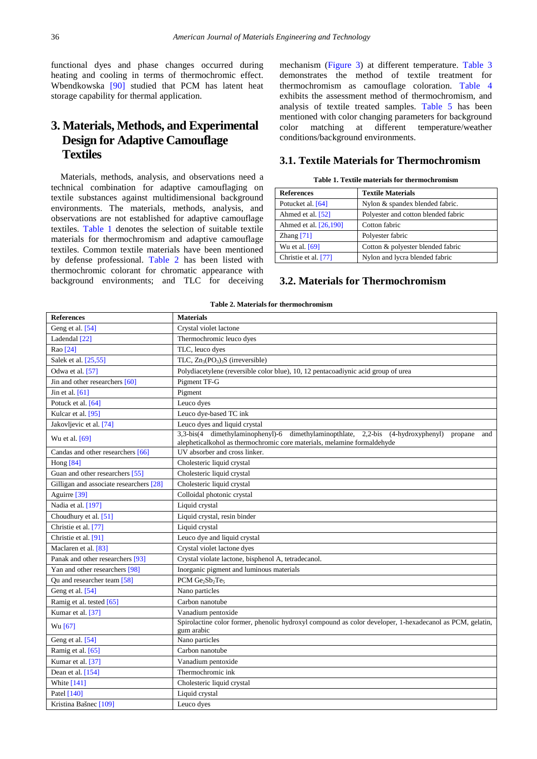functional dyes and phase changes occurred during heating and cooling in terms of thermochromic effect. Wbendkowska [90] studied that PCM has latent heat storage capability for thermal application.

# 3. Materials, Methods, and Experimental Design for Adaptive Camouflage Textiles

Materials, methods, analysis, and observations need a technical combination for adaptive camouflaging on textile substances against multidimensional background environments. The materials, methods, analysis, and observations are not established for adaptive camouflage textiles. Table 1 denotes the selection of suitable textile materials for thermochromism and adaptive camouflage textiles. Common textile materials have been mentioned by defense professional. Table 2 has been listed with thermochromic colorant for chromatic appearance with background environments; and TLC for deceiving mechanism (Figure 3) at different temperature. Table 3 demonstrates the method of textile treatment for thermochromism as camouflage coloration. Table 4 exhibits the assessment method of thermochromism, and analysis of textile treated samples. Table 5 has been mentioned with color changing parameters for background color matching at different temperature/weather conditions/background environments.

## 3.1. Textile Materials for Thermochromism

**Table 1. Textile materials for thermochromism**

| References | Textile Materials |
|---|---|
| Potucket al. [64] | Nylon & spandex blended fabric. |
| Ahmed et al. [52] | Polyester and cotton blended fabric |
| Ahmed et al. [26,190] | Cotton fabric |
| Zhang [71] | Polyester fabric |
| Wu et al. [69] | Cotton & polyester blended fabric |
| Christie et al. [77] | Nylon and lycra blended fabric |

## 3.2. Materials for Thermochromism

**Table 2. Materials for thermochromism**

| References | Materials |
|---|---|
| Geng et al. [54] | Crystal violet lactone |
| Ladendal [22] | Thermochromic leuco dyes |
| Rao [24] | TLC, leuco dyes |
| Salek et al. [25,55] | TLC, $Zn_3(PO_3)_3S$ (irreversible) |
| Odwa et al. [57] | Polydiacetylene (reversible color blue), 10, 12 pentacoadiynic acid group of urea |
| Jin and other researchers [60] | Pigment TF-G |
| Jin et al. [61] | Pigment |
| Potuck et al. [64] | Leuco dyes |
| Kulcar et al. [95] | Leuco dye-based TC ink |
| Jakovljevic et al. [74] | Leuco dyes and liquid crystal |
| Wu et al. [69] | 3,3-bis(4 dimethylaminophenyl)-6 dimethylaminopthlate, 2,2-bis (4-hydroxyphenyl) propane and alepheticalkohol as thermochromic core materials, melamine formaldehyde |
| Candas and other researchers [66] | UV absorber and cross linker. |
| Hong [84] | Cholesteric liquid crystal |
| Guan and other researchers [55] | Cholesteric liquid crystal |
| Gilligan and associate researchers [28] | Cholesteric liquid crystal |
| Aguirre [39] | Colloidal photonic crystal |
| Nadia et al. [197] | Liquid crystal |
| Choudhury et al. [51] | Liquid crystal, resin binder |
| Christie et al. [77] | Liquid crystal |
| Christie et al. [91] | Leuco dye and liquid crystal |
| Maclaren et al. [83] | Crystal violet lactone dyes |
| Panak and other researchers [93] | Crystal violate lactone, bisphenol A, tetradecanol. |
| Yan and other researchers [98] | Inorganic pigment and luminous materials |
| Qu and researcher team [58] | PCM $Ge_2Sb_2Te_5$ |
| Geng et al. [54] | Nano particles |
| Ramig et al. tested [65] | Carbon nanotube |
| Kumar et al. [37] | Vanadium pentoxide |
| Wu [67] | Spirolactine color former, phenolic hydroxyl compound as color developer, 1-hexadecanol as PCM, gelatin, gum arabic |
| Geng et al. [54] | Nano particles |
| Ramig et al. [65] | Carbon nanotube |
| Kumar et al. [37] | Vanadium pentoxide |
| Dean et al. [154] | Thermochromic ink |
| White [141] | Cholesteric liquid crystal |
| Patel [140] | Liquid crystal |
| Kristina Bašnec [109] | Leuco dyes |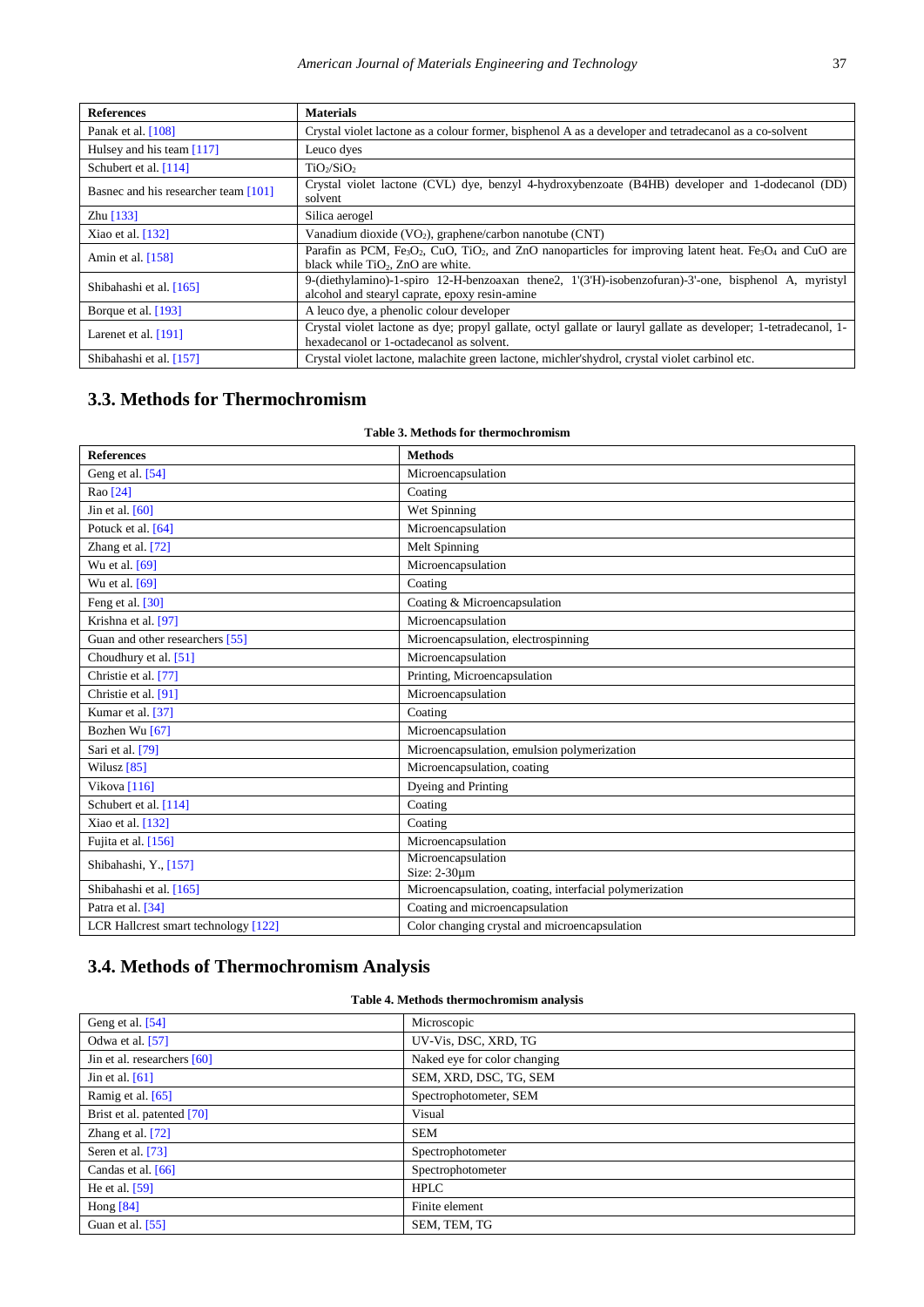| References | Materials |
|---|---|
| Panak et al. [108] | Crystal violet lactone as a colour former, bisphenol A as a developer and tetradecanol as a co-solvent |
| Hulsey and his team [117] | Leuco dyes |
| Schubert et al. [114] | $TiO_2/SiO_2$ |
| Basnec and his researcher team [101] | Crystal violet lactone (CVL) dye, benzyl 4-hydroxybenzoate (B4HB) developer and 1-dodecanol (DD) solvent |
| Zhu [133] | Silica aerogel |
| Xiao et al. [132] | Vanadium dioxide ($VO_2$), graphene/carbon nanotube (CNT) |
| Amin et al. [158] | Parafin as PCM, $Fe_3O_2$, CuO, $TiO_2$, and ZnO nanoparticles for improving latent heat. $Fe_3O_4$ and CuO are black while $TiO_2$, ZnO are white. |
| Shibahashi et al. [165] | 9-(diethylamino)-1-spiro 12-H-benzoaxan thene2, 1'(3'H)-isobenzofuran)-3'-one, bisphenol A, myristyl alcohol and stearyl caprate, epoxy resin-amine |
| Borque et al. [193] | A leuco dye, a phenolic colour developer |
| Larenet et al. [191] | Crystal violet lactone as dye; propyl gallate, octyl gallate or lauryl gallate as developer; 1-tetradecanol, 1-hexadecanol or 1-octadecanol as solvent. |
| Shibahashi et al. [157] | Crystal violet lactone, malachite green lactone, michler'shydrol, crystal violet carbinol etc. |

## 3.3. Methods for Thermochromism

**Table 3. Methods for thermochromism**

| References | Methods |
|---|---|
| Geng et al. [54] | Microencapsulation |
| Rao [24] | Coating |
| Jin et al. [60] | Wet Spinning |
| Potuck et al. [64] | Microencapsulation |
| Zhang et al. [72] | Melt Spinning |
| Wu et al. [69] | Microencapsulation |
| Wu et al. [69] | Coating |
| Feng et al. [30] | Coating & Microencapsulation |
| Krishna et al. [97] | Microencapsulation |
| Guan and other researchers [55] | Microencapsulation, electrospinning |
| Choudhury et al. [51] | Microencapsulation |
| Christie et al. [77] | Printing, Microencapsulation |
| Christie et al. [91] | Microencapsulation |
| Kumar et al. [37] | Coating |
| Bozhen Wu [67] | Microencapsulation |
| Sari et al. [79] | Microencapsulation, emulsion polymerization |
| Wilusz [85] | Microencapsulation, coating |
| Vikova [116] | Dyeing and Printing |
| Schubert et al. [114] | Coating |
| Xiao et al. [132] | Coating |
| Fujita et al. [156] | Microencapsulation |
| Shibahashi, Y., [157] | Microencapsulation<br>Size: 2-30µm |
| Shibahashi et al. [165] | Microencapsulation, coating, interfacial polymerization |
| Patra et al. [34] | Coating and microencapsulation |
| LCR Hallcrest smart technology [122] | Color changing crystal and microencapsulation |

## 3.4. Methods of Thermochromism Analysis

**Table 4. Methods thermochromism analysis**

| | |
|---|---|
| Geng et al. [54] | Microscopic |
| Odwa et al. [57] | UV-Vis, DSC, XRD, TG |
| Jin et al. researchers [60] | Naked eye for color changing |
| Jin et al. [61] | SEM, XRD, DSC, TG, SEM |
| Ramig et al. [65] | Spectrophotometer, SEM |
| Brist et al. patented [70] | Visual |
| Zhang et al. [72] | SEM |
| Seren et al. [73] | Spectrophotometer |
| Candas et al. [66] | Spectrophotometer |
| He et al. [59] | HPLC |
| Hong [84] | Finite element |
| Guan et al. [55] | SEM, TEM, TG |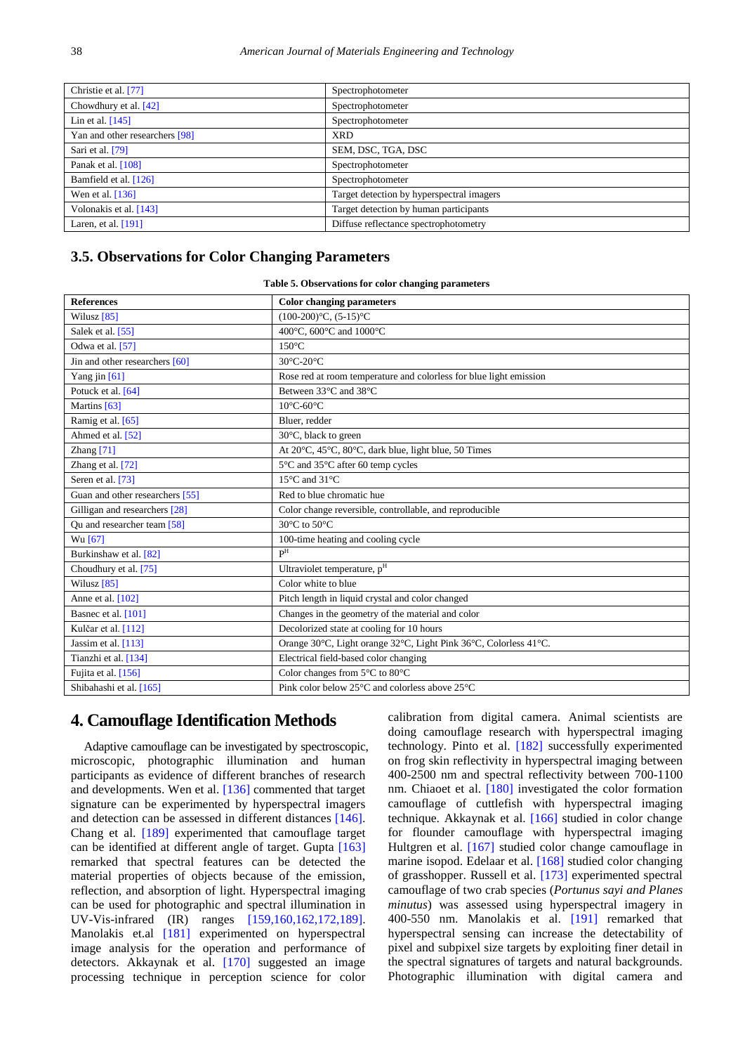| | |
|---|---|
| Christie et al. [77] | Spectrophotometer |
| Chowdhury et al. [42] | Spectrophotometer |
| Lin et al. [145] | Spectrophotometer |
| Yan and other researchers [98] | XRD |
| Sari et al. [79] | SEM, DSC, TGA, DSC |
| Panak et al. [108] | Spectrophotometer |
| Bamfield et al. [126] | Spectrophotometer |
| Wen et al. [136] | Target detection by hyperspectral imagers |
| Volonakis et al. [143] | Target detection by human participants |
| Laren, et al. [191] | Diffuse reflectance spectrophotometry |

### 3.5. Observations for Color Changing Parameters

**Table 5. Observations for color changing parameters**

| References | Color changing parameters |
|---|---|
| Wilusz [85] | (100-200)°C, (5-15)°C |
| Salek et al. [55] | 400°C, 600°C and 1000°C |
| Odwa et al. [57] | 150°C |
| Jin and other researchers [60] | 30°C-20°C |
| Yang jin [61] | Rose red at room temperature and colorless for blue light emission |
| Potuck et al. [64] | Between 33°C and 38°C |
| Martins [63] | 10°C-60°C |
| Ramig et al. [65] | Bluer, redder |
| Ahmed et al. [52] | 30°C, black to green |
| Zhang [71] | At 20°C, 45°C, 80°C, dark blue, light blue, 50 Times |
| Zhang et al. [72] | 5°C and 35°C after 60 temp cycles |
| Seren et al. [73] | 15°C and 31°C |
| Guan and other researchers [55] | Red to blue chromatic hue |
| Gilligan and researchers [28] | Color change reversible, controllable, and reproducible |
| Qu and researcher team [58] | 30°C to 50°C |
| Wu [67] | 100-time heating and cooling cycle |
| Burkinshaw et al. [82] | $p^H$ |
| Choudhury et al. [75] | Ultraviolet temperature, $p^H$ |
| Wilusz [85] | Color white to blue |
| Anne et al. [102] | Pitch length in liquid crystal and color changed |
| Basnec et al. [101] | Changes in the geometry of the material and color |
| Kulčar et al. [112] | Decolorized state at cooling for 10 hours |
| Jassim et al. [113] | Orange 30°C, Light orange 32°C, Light Pink 36°C, Colorless 41°C. |
| Tianzhi et al. [134] | Electrical field-based color changing |
| Fujita et al. [156] | Color changes from 5°C to 80°C |
| Shibahashi et al. [165] | Pink color below 25°C and colorless above 25°C |

## 4. Camouflage Identification Methods

Adaptive camouflage can be investigated by spectroscopic, microscopic, photographic illumination and human participants as evidence of different branches of research and developments. Wen et al. [136] commented that target signature can be experimented by hyperspectral imagers and detection can be assessed in different distances [146]. Chang et al. [189] experimented that camouflage target can be identified at different angle of target. Gupta [163] remarked that spectral features can be detected the material properties of objects because of the emission, reflection, and absorption of light. Hyperspectral imaging can be used for photographic and spectral illumination in UV-Vis-infrared (IR) ranges [159,160,162,172,189]. Manolakis et.al [181] experimented on hyperspectral image analysis for the operation and performance of detectors. Akkaynak et al. [170] suggested an image processing technique in perception science for color calibration from digital camera. Animal scientists are doing camouflage research with hyperspectral imaging technology. Pinto et al. [182] successfully experimented on frog skin reflectivity in hyperspectral imaging between 400-2500 nm and spectral reflectivity between 700-1100 nm. Chiaoet et al. [180] investigated the color formation camouflage of cuttlefish with hyperspectral imaging technique. Akkaynak et al. [166] studied in color change for flounder camouflage with hyperspectral imaging Hultgren et al. [167] studied color change camouflage in marine isopod. Edelaar et al. [168] studied color changing of grasshopper. Russell et al. [173] experimented spectral camouflage of two crab species (*Portunus sayi and Planes minutus*) was assessed using hyperspectral imagery in 400-550 nm. Manolakis et al. [191] remarked that hyperspectral sensing can increase the detectability of pixel and subpixel size targets by exploiting finer detail in the spectral signatures of targets and natural backgrounds. Photographic illumination with digital camera and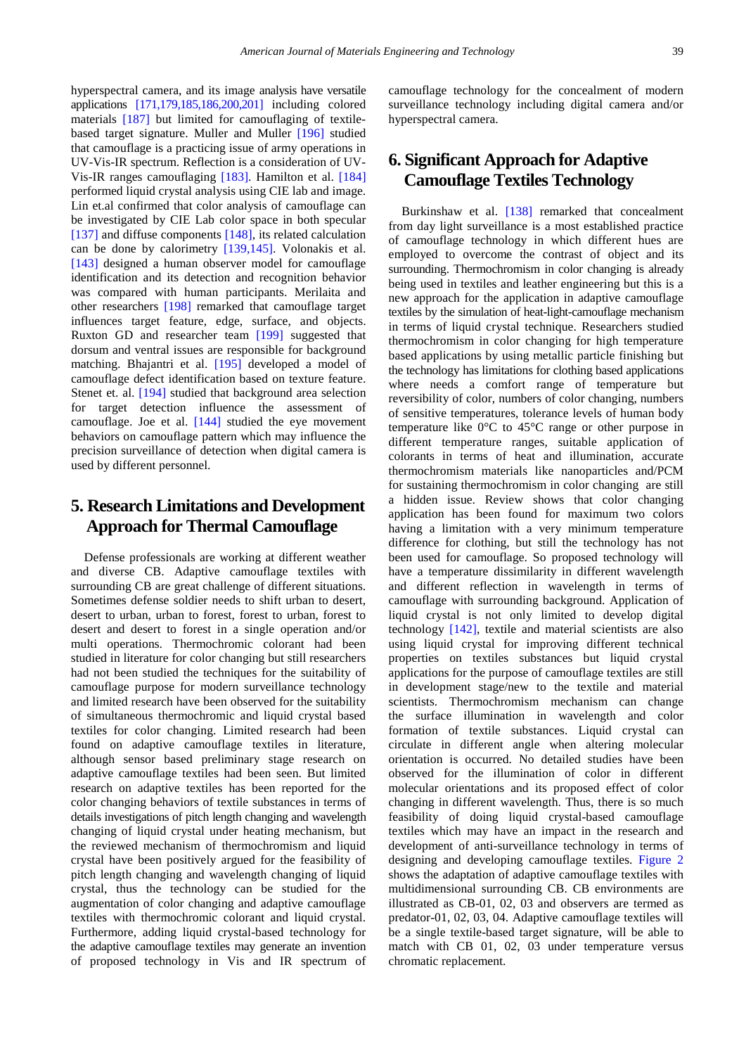hyperspectral camera, and its image analysis have versatile applications [171,179,185,186,200,201] including colored materials [187] but limited for camouflaging of textile-based target signature. Muller and Muller [196] studied that camouflage is a practicing issue of army operations in UV-Vis-IR spectrum. Reflection is a consideration of UV-Vis-IR ranges camouflaging [183]. Hamilton et al. [184] performed liquid crystal analysis using CIE lab and image. Lin et.al confirmed that color analysis of camouflage can be investigated by CIE Lab color space in both specular [137] and diffuse components [148], its related calculation can be done by calorimetry [139,145]. Volonakis et al. [143] designed a human observer model for camouflage identification and its detection and recognition behavior was compared with human participants. Merilaita and other researchers [198] remarked that camouflage target influences target feature, edge, surface, and objects. Ruxton GD and researcher team [199] suggested that dorsum and ventral issues are responsible for background matching. Bhajantri et al. [195] developed a model of camouflage defect identification based on texture feature. Stenet et. al. [194] studied that background area selection for target detection influence the assessment of camouflage. Joe et al. [144] studied the eye movement behaviors on camouflage pattern which may influence the precision surveillance of detection when digital camera is used by different personnel.

## 5. Research Limitations and Development Approach for Thermal Camouflage

Defense professionals are working at different weather and diverse CB. Adaptive camouflage textiles with surrounding CB are great challenge of different situations. Sometimes defense soldier needs to shift urban to desert, desert to urban, urban to forest, forest to urban, forest to desert and desert to forest in a single operation and/or multi operations. Thermochromic colorant had been studied in literature for color changing but still researchers had not been studied the techniques for the suitability of camouflage purpose for modern surveillance technology and limited research have been observed for the suitability of simultaneous thermochromic and liquid crystal based textiles for color changing. Limited research had been found on adaptive camouflage textiles in literature, although sensor based preliminary stage research on adaptive camouflage textiles had been seen. But limited research on adaptive textiles has been reported for the color changing behaviors of textile substances in terms of details investigations of pitch length changing and wavelength changing of liquid crystal under heating mechanism, but the reviewed mechanism of thermochromism and liquid crystal have been positively argued for the feasibility of pitch length changing and wavelength changing of liquid crystal, thus the technology can be studied for the augmentation of color changing and adaptive camouflage textiles with thermochromic colorant and liquid crystal. Furthermore, adding liquid crystal-based technology for the adaptive camouflage textiles may generate an invention of proposed technology in Vis and IR spectrum of camouflage technology for the concealment of modern surveillance technology including digital camera and/or hyperspectral camera.

## 6. Significant Approach for Adaptive Camouflage Textiles Technology

Burkinshaw et al. [138] remarked that concealment from day light surveillance is a most established practice of camouflage technology in which different hues are employed to overcome the contrast of object and its surrounding. Thermochromism in color changing is already being used in textiles and leather engineering but this is a new approach for the application in adaptive camouflage textiles by the simulation of heat-light-camouflage mechanism in terms of liquid crystal technique. Researchers studied thermochromism in color changing for high temperature based applications by using metallic particle finishing but the technology has limitations for clothing based applications where needs a comfort range of temperature but reversibility of color, numbers of color changing, numbers of sensitive temperatures, tolerance levels of human body temperature like 0°C to 45°C range or other purpose in different temperature ranges, suitable application of colorants in terms of heat and illumination, accurate thermochromism materials like nanoparticles and/PCM for sustaining thermochromism in color changing are still a hidden issue. Review shows that color changing application has been found for maximum two colors having a limitation with a very minimum temperature difference for clothing, but still the technology has not been used for camouflage. So proposed technology will have a temperature dissimilarity in different wavelength and different reflection in wavelength in terms of camouflage with surrounding background. Application of liquid crystal is not only limited to develop digital technology [142], textile and material scientists are also using liquid crystal for improving different technical properties on textiles substances but liquid crystal applications for the purpose of camouflage textiles are still in development stage/new to the textile and material scientists. Thermochromism mechanism can change the surface illumination in wavelength and color formation of textile substances. Liquid crystal can circulate in different angle when altering molecular orientation is occurred. No detailed studies have been observed for the illumination of color in different molecular orientations and its proposed effect of color changing in different wavelength. Thus, there is so much feasibility of doing liquid crystal-based camouflage textiles which may have an impact in the research and development of anti-surveillance technology in terms of designing and developing camouflage textiles. Figure 2 shows the adaptation of adaptive camouflage textiles with multidimensional surrounding CB. CB environments are illustrated as CB-01, 02, 03 and observers are termed as predator-01, 02, 03, 04. Adaptive camouflage textiles will be a single textile-based target signature, will be able to match with CB 01, 02, 03 under temperature versus chromatic replacement.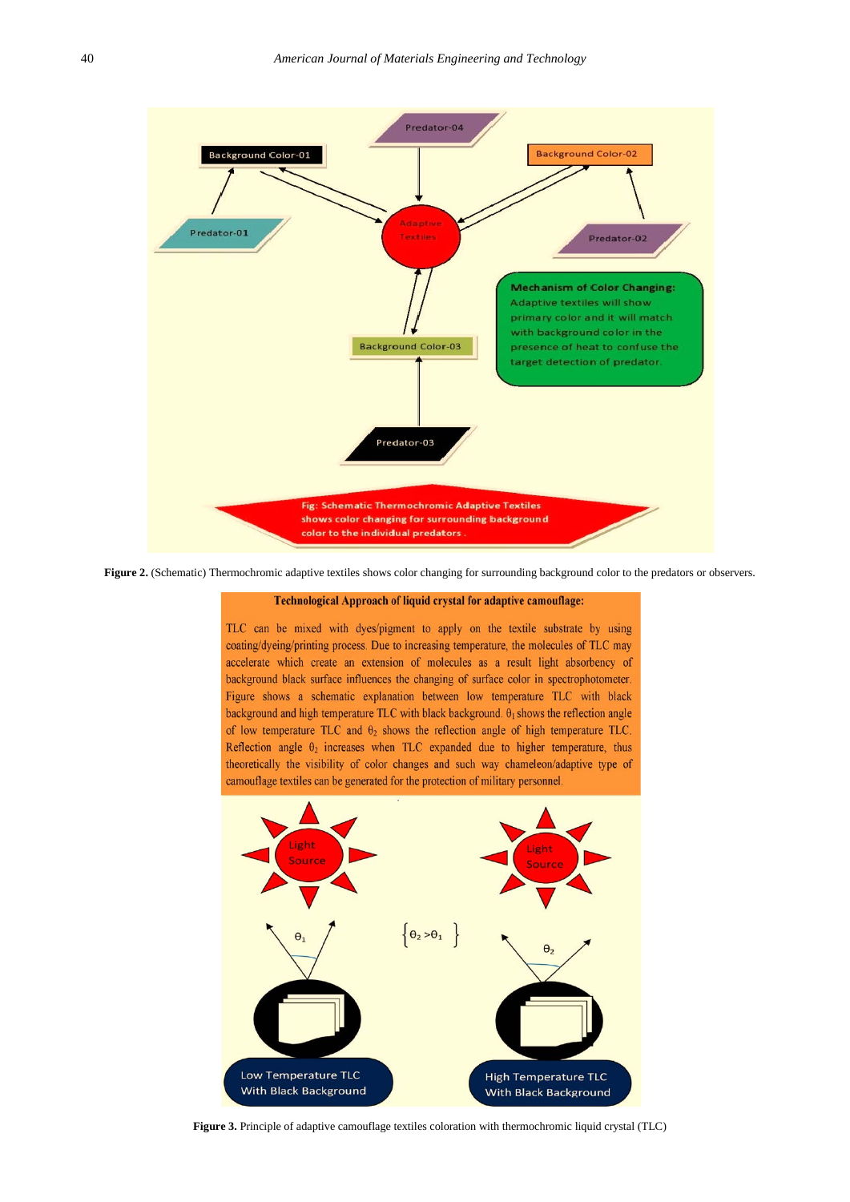**Figure 2.** (Schematic) Thermochromic adaptive textiles shows color changing for surrounding background color to the predators or observers.

**Technological Approach of liquid crystal for adaptive camouflage:**

TLC can be mixed with dyes/pigment to apply on the textile substrate by using coating/dyeing/printing process. Due to increasing temperature, the molecules of TLC may accelerate which create an extension of molecules as a result light absorbency of background black surface influences the changing of surface color in spectrophotometer. Figure shows a schematic explanation between low temperature TLC with black background and high temperature TLC with black background. $\theta_1$ shows the reflection angle of low temperature TLC and $\theta_2$ shows the reflection angle of high temperature TLC. Reflection angle $\theta_2$ increases when TLC expanded due to higher temperature, thus theoretically the visibility of color changes and such way chameleon/adaptive type of camouflage textiles can be generated for the protection of military personnel.

**Figure 3.** Principle of adaptive camouflage textiles coloration with thermochromic liquid crystal (TLC)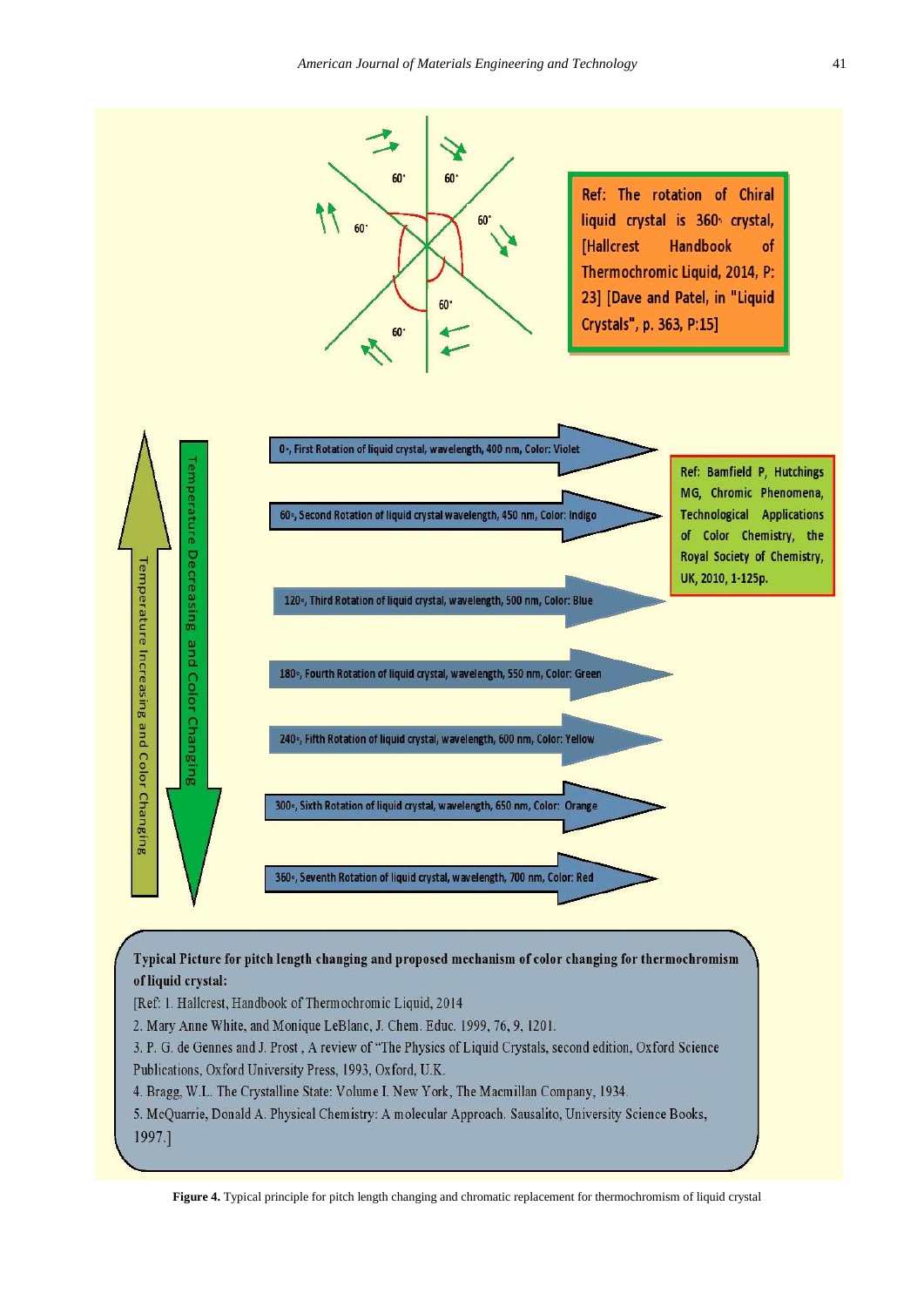Ref: The rotation of Chiral liquid crystal is 360° crystal, [Hallcrest Handbook of Thermochromic Liquid, 2014, P: 23] [Dave and Patel, in "Liquid Crystals", p. 363, P:15]

Temperature Increasing and Color Changing

Temperature Decreasing and Color Changing

0°, First Rotation of liquid crystal, wavelength, 400 nm, Color: Violet

60°, Second Rotation of liquid crystal wavelength, 450 nm, Color: Indigo

120°, Third Rotation of liquid crystal, wavelength, 500 nm, Color: Blue

180°, Fourth Rotation of liquid crystal, wavelength, 550 nm, Color: Green

240°, Fifth Rotation of liquid crystal, wavelength, 600 nm, Color: Yellow

300°, Sixth Rotation of liquid crystal, wavelength, 650 nm, Color: Orange

360°, Seventh Rotation of liquid crystal, wavelength, 700 nm, Color: Red

Ref: Bamfield P, Hutchings MG, Chromic Phenomena, Technological Applications of Color Chemistry, the Royal Society of Chemistry, UK, 2010, 1-125p.

**Typical Picture for pitch length changing and proposed mechanism of color changing for thermochromism of liquid crystal:**

[Ref: 1. Hallcrest, Handbook of Thermochromic Liquid, 2014

2. Mary Anne White, and Monique LeBlanc, J. Chem. Educ. 1999, 76, 9, 1201.

3. P. G. de Gennes and J. Prost , A review of "The Physics of Liquid Crystals, second edition, Oxford Science Publications, Oxford University Press, 1993, Oxford, U.K.

4. Bragg, W.L. The Crystalline State: Volume I. New York, The Macmillan Company, 1934.

5. McQuarrie, Donald A. Physical Chemistry: A molecular Approach. Sausalito, University Science Books, 1997.]

**Figure 4.** Typical principle for pitch length changing and chromatic replacement for thermochromism of liquid crystal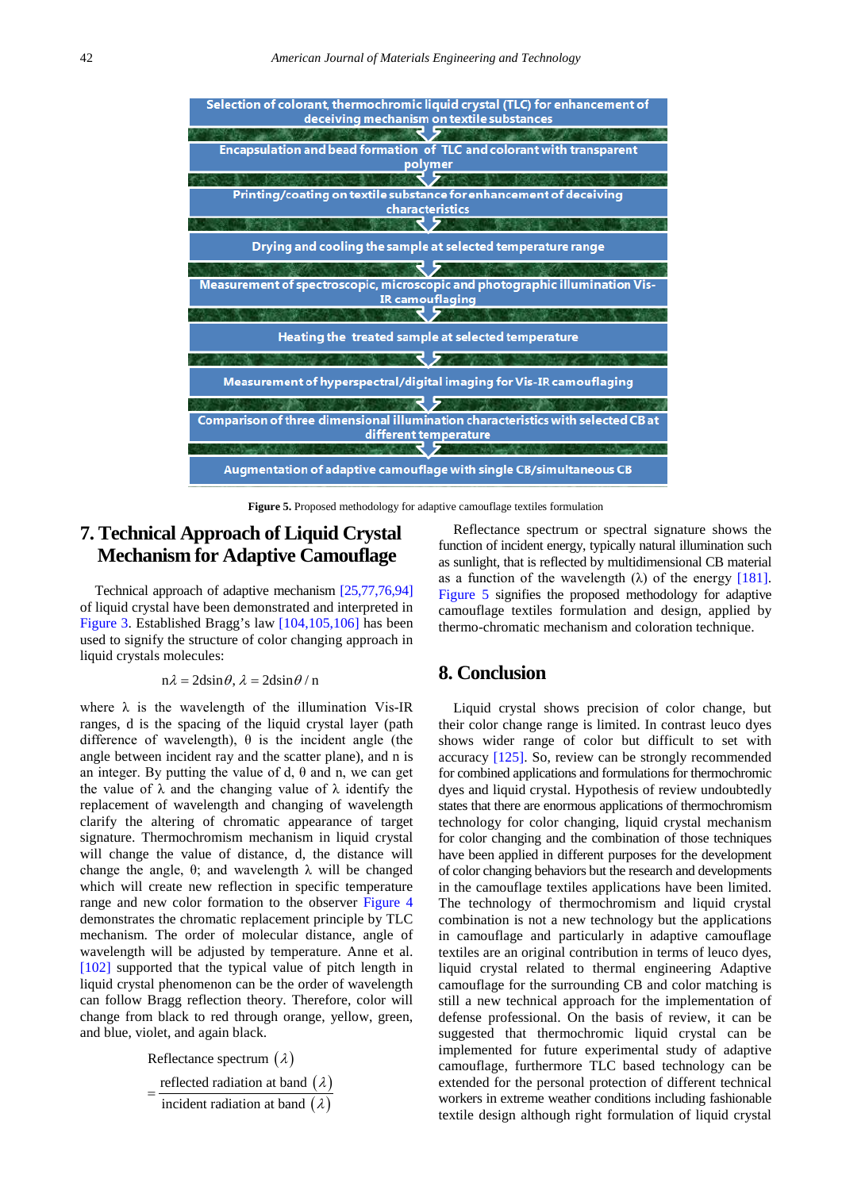Selection of colorant, thermochromic liquid crystal (TLC) for enhancement of deceiving mechanism on textile substances

Encapsulation and bead formation of TLC and colorant with transparent polymer

Printing/coating on textile substance for enhancement of deceiving characteristics

Drying and cooling the sample at selected temperature range

Measurement of spectroscopic, microscopic and photographic illumination Vis-IR camouflaging

Heating the treated sample at selected temperature

Measurement of hyperspectral/digital imaging for Vis-IR camouflaging

Comparison of three dimensional illumination characteristics with selected CB at different temperature

Augmentation of adaptive camouflage with single CB/simultaneous CB

**Figure 5.** Proposed methodology for adaptive camouflage textiles formulation

## 7. Technical Approach of Liquid Crystal Mechanism for Adaptive Camouflage

Technical approach of adaptive mechanism [25,77,76,94] of liquid crystal have been demonstrated and interpreted in Figure 3. Established Bragg's law [104,105,106] has been used to signify the structure of color changing approach in liquid crystals molecules:

$$n\lambda = 2d\sin\theta,\ \lambda = 2d\sin\theta / n$$

where λ is the wavelength of the illumination Vis-IR ranges, d is the spacing of the liquid crystal layer (path difference of wavelength), θ is the incident angle (the angle between incident ray and the scatter plane), and n is an integer. By putting the value of d, θ and n, we can get the value of λ and the changing value of λ identify the replacement of wavelength and changing of wavelength clarify the altering of chromatic appearance of target signature. Thermochromism mechanism in liquid crystal will change the value of distance, d, the distance will change the angle, θ; and wavelength λ will be changed which will create new reflection in specific temperature range and new color formation to the observer Figure 4 demonstrates the chromatic replacement principle by TLC mechanism. The order of molecular distance, angle of wavelength will be adjusted by temperature. Anne et al. [102] supported that the typical value of pitch length in liquid crystal phenomenon can be the order of wavelength can follow Bragg reflection theory. Therefore, color will change from black to red through orange, yellow, green, and blue, violet, and again black.

$$\text{Reflectance spectrum } (\lambda) = \frac{\text{reflected radiation at band } (\lambda)}{\text{incident radiation at band } (\lambda)}$$

Reflectance spectrum or spectral signature shows the function of incident energy, typically natural illumination such as sunlight, that is reflected by multidimensional CB material as a function of the wavelength (λ) of the energy [181]. Figure 5 signifies the proposed methodology for adaptive camouflage textiles formulation and design, applied by thermo-chromatic mechanism and coloration technique.

## 8. Conclusion

Liquid crystal shows precision of color change, but their color change range is limited. In contrast leuco dyes shows wider range of color but difficult to set with accuracy [125]. So, review can be strongly recommended for combined applications and formulations for thermochromic dyes and liquid crystal. Hypothesis of review undoubtedly states that there are enormous applications of thermochromism technology for color changing, liquid crystal mechanism for color changing and the combination of those techniques have been applied in different purposes for the development of color changing behaviors but the research and developments in the camouflage textiles applications have been limited. The technology of thermochromism and liquid crystal combination is not a new technology but the applications in camouflage and particularly in adaptive camouflage textiles are an original contribution in terms of leuco dyes, liquid crystal related to thermal engineering Adaptive camouflage for the surrounding CB and color matching is still a new technical approach for the implementation of defense professional. On the basis of review, it can be suggested that thermochromic liquid crystal can be implemented for future experimental study of adaptive camouflage, furthermore TLC based technology can be extended for the personal protection of different technical workers in extreme weather conditions including fashionable textile design although right formulation of liquid crystal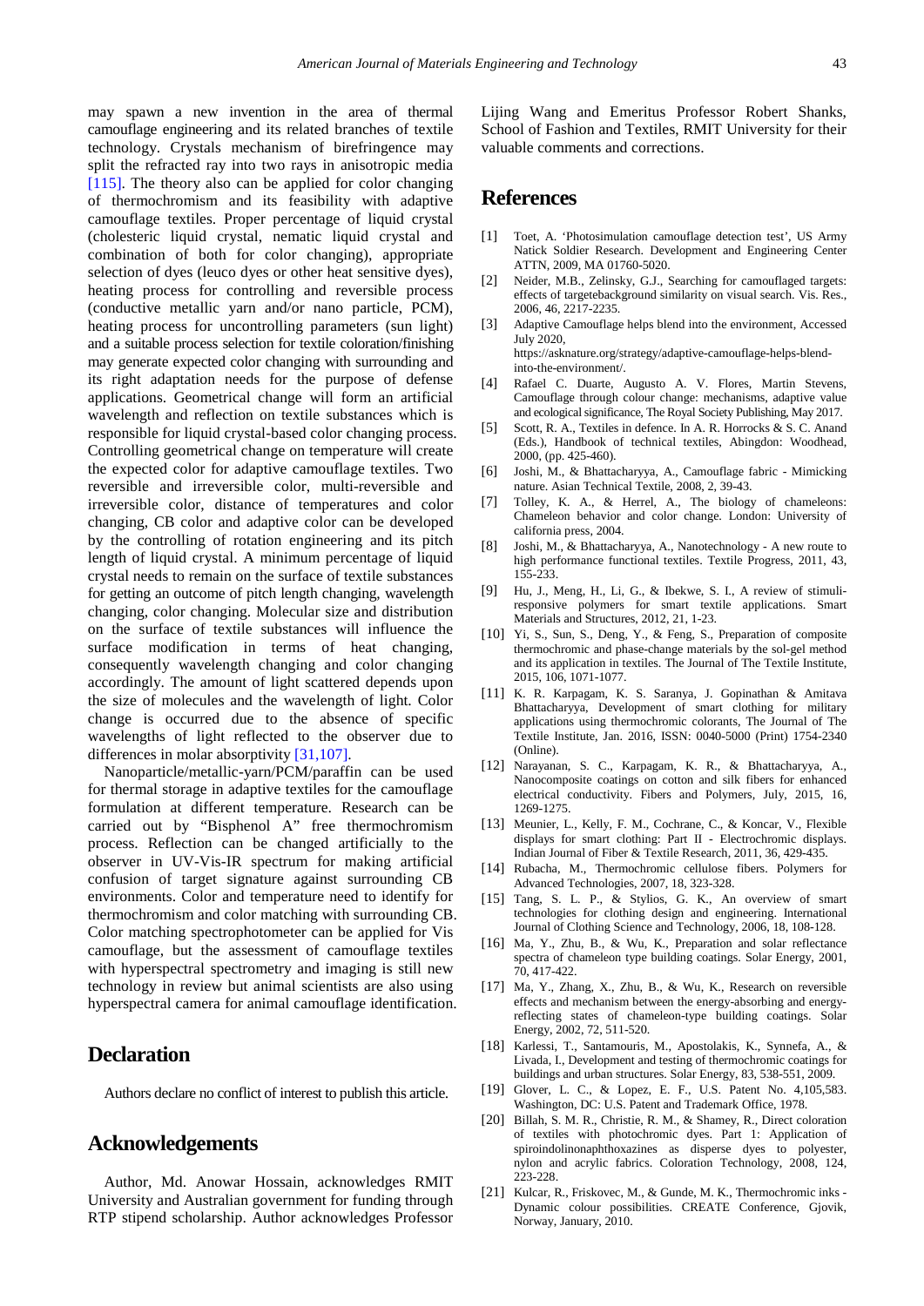may spawn a new invention in the area of thermal camouflage engineering and its related branches of textile technology. Crystals mechanism of birefringence may split the refracted ray into two rays in anisotropic media [115]. The theory also can be applied for color changing of thermochromism and its feasibility with adaptive camouflage textiles. Proper percentage of liquid crystal (cholesteric liquid crystal, nematic liquid crystal and combination of both for color changing), appropriate selection of dyes (leuco dyes or other heat sensitive dyes), heating process for controlling and reversible process (conductive metallic yarn and/or nano particle, PCM), heating process for uncontrolling parameters (sun light) and a suitable process selection for textile coloration/finishing may generate expected color changing with surrounding and its right adaptation needs for the purpose of defense applications. Geometrical change will form an artificial wavelength and reflection on textile substances which is responsible for liquid crystal-based color changing process. Controlling geometrical change on temperature will create the expected color for adaptive camouflage textiles. Two reversible and irreversible color, multi-reversible and irreversible color, distance of temperatures and color changing, CB color and adaptive color can be developed by the controlling of rotation engineering and its pitch length of liquid crystal. A minimum percentage of liquid crystal needs to remain on the surface of textile substances for getting an outcome of pitch length changing, wavelength changing, color changing. Molecular size and distribution on the surface of textile substances will influence the surface modification in terms of heat changing, consequently wavelength changing and color changing accordingly. The amount of light scattered depends upon the size of molecules and the wavelength of light. Color change is occurred due to the absence of specific wavelengths of light reflected to the observer due to differences in molar absorptivity [31,107].

Nanoparticle/metallic-yarn/PCM/paraffin can be used for thermal storage in adaptive textiles for the camouflage formulation at different temperature. Research can be carried out by "Bisphenol A" free thermochromism process. Reflection can be changed artificially to the observer in UV-Vis-IR spectrum for making artificial confusion of target signature against surrounding CB environments. Color and temperature need to identify for thermochromism and color matching with surrounding CB. Color matching spectrophotometer can be applied for Vis camouflage, but the assessment of camouflage textiles with hyperspectral spectrometry and imaging is still new technology in review but animal scientists are also using hyperspectral camera for animal camouflage identification.

## Declaration

Authors declare no conflict of interest to publish this article.

## Acknowledgements

Author, Md. Anowar Hossain, acknowledges RMIT University and Australian government for funding through RTP stipend scholarship. Author acknowledges Professor Lijing Wang and Emeritus Professor Robert Shanks, School of Fashion and Textiles, RMIT University for their valuable comments and corrections.

## References

[1] Toet, A. 'Photosimulation camouflage detection test', US Army Natick Soldier Research. Development and Engineering Center ATTN, 2009, MA 01760-5020.

[2] Neider, M.B., Zelinsky, G.J., Searching for camouflaged targets: effects of targetebackground similarity on visual search. Vis. Res., 2006, 46, 2217-2235.

[3] Adaptive Camouflage helps blend into the environment, Accessed July 2020, https://asknature.org/strategy/adaptive-camouflage-helps-blend-into-the-environment/.

[4] Rafael C. Duarte, Augusto A. V. Flores, Martin Stevens, Camouflage through colour change: mechanisms, adaptive value and ecological significance, The Royal Society Publishing, May 2017.

[5] Scott, R. A., Textiles in defence. In A. R. Horrocks & S. C. Anand (Eds.), Handbook of technical textiles, Abingdon: Woodhead, 2000, (pp. 425-460).

[6] Joshi, M., & Bhattacharyya, A., Camouflage fabric - Mimicking nature. Asian Technical Textile, 2008, 2, 39-43.

[7] Tolley, K. A., & Herrel, A., The biology of chameleons: Chameleon behavior and color change. London: University of california press, 2004.

[8] Joshi, M., & Bhattacharyya, A., Nanotechnology - A new route to high performance functional textiles. Textile Progress, 2011, 43, 155-233.

[9] Hu, J., Meng, H., Li, G., & Ibekwe, S. I., A review of stimuli-responsive polymers for smart textile applications. Smart Materials and Structures, 2012, 21, 1-23.

[10] Yi, S., Sun, S., Deng, Y., & Feng, S., Preparation of composite thermochromic and phase-change materials by the sol-gel method and its application in textiles. The Journal of The Textile Institute, 2015, 106, 1071-1077.

[11] K. R. Karpagam, K. S. Saranya, J. Gopinathan & Amitava Bhattacharyya, Development of smart clothing for military applications using thermochromic colorants, The Journal of The Textile Institute, Jan. 2016, ISSN: 0040-5000 (Print) 1754-2340 (Online).

[12] Narayanan, S. C., Karpagam, K. R., & Bhattacharyya, A., Nanocomposite coatings on cotton and silk fibers for enhanced electrical conductivity. Fibers and Polymers, July, 2015, 16, 1269-1275.

[13] Meunier, L., Kelly, F. M., Cochrane, C., & Koncar, V., Flexible displays for smart clothing: Part II - Electrochromic displays. Indian Journal of Fiber & Textile Research, 2011, 36, 429-435.

[14] Rubacha, M., Thermochromic cellulose fibers. Polymers for Advanced Technologies, 2007, 18, 323-328.

[15] Tang, S. L. P., & Stylios, G. K., An overview of smart technologies for clothing design and engineering. International Journal of Clothing Science and Technology, 2006, 18, 108-128.

[16] Ma, Y., Zhu, B., & Wu, K., Preparation and solar reflectance spectra of chameleon type building coatings. Solar Energy, 2001, 70, 417-422.

[17] Ma, Y., Zhang, X., Zhu, B., & Wu, K., Research on reversible effects and mechanism between the energy-absorbing and energy-reflecting states of chameleon-type building coatings. Solar Energy, 2002, 72, 511-520.

[18] Karlessi, T., Santamouris, M., Apostolakis, K., Synnefa, A., & Livada, I., Development and testing of thermochromic coatings for buildings and urban structures. Solar Energy, 83, 538-551, 2009.

[19] Glover, L. C., & Lopez, E. F., U.S. Patent No. 4,105,583. Washington, DC: U.S. Patent and Trademark Office, 1978.

[20] Billah, S. M. R., Christie, R. M., & Shamey, R., Direct coloration of textiles with photochromic dyes. Part 1: Application of spiroindolinonaphthoxazines as disperse dyes to polyester, nylon and acrylic fabrics. Coloration Technology, 2008, 124, 223-228.

[21] Kulcar, R., Friskovec, M., & Gunde, M. K., Thermochromic inks - Dynamic colour possibilities. CREATE Conference, Gjovik, Norway, January, 2010.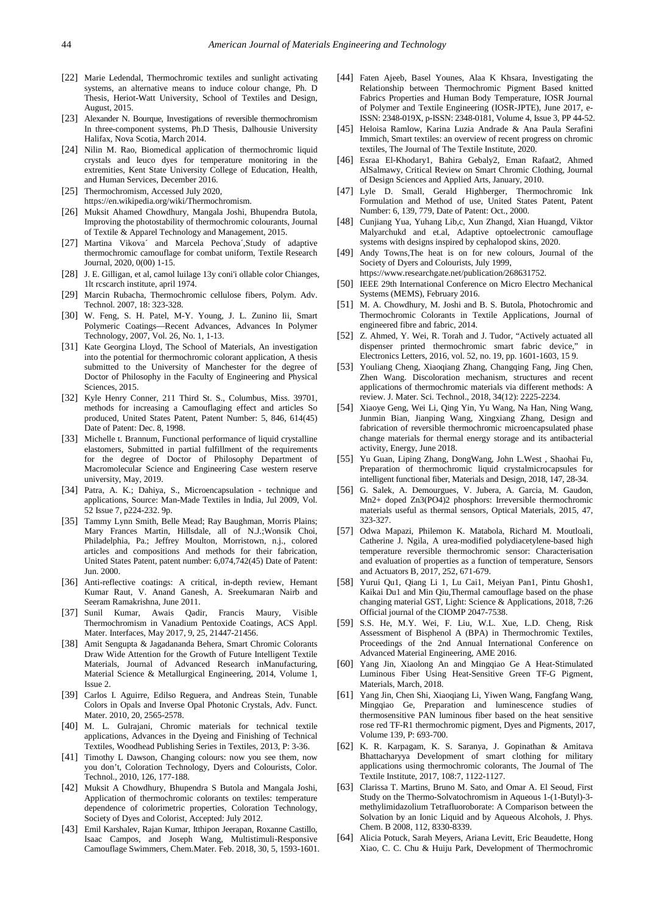[22] Marie Ledendal, Thermochromic textiles and sunlight activating systems, an alternative means to induce colour change, Ph. D Thesis, Heriot-Watt University, School of Textiles and Design, August, 2015.

[23] Alexander N. Bourque, Investigations of reversible thermochromism In three-component systems, Ph.D Thesis, Dalhousie University Halifax, Nova Scotia, March 2014.

[24] Nilin M. Rao, Biomedical application of thermochromic liquid crystals and leuco dyes for temperature monitoring in the extremities, Kent State University College of Education, Health, and Human Services, December 2016.

[25] Thermochromism, Accessed July 2020, https://en.wikipedia.org/wiki/Thermochromism.

[26] Muksit Ahamed Chowdhury, Mangala Joshi, Bhupendra Butola, Improving the photostability of thermochromic colourants, Journal of Textile & Apparel Technology and Management, 2015.

[27] Martina Vikova´ and Marcela Pechova´,Study of adaptive thermochromic camouflage for combat uniform, Textile Research Journal, 2020, 0(00) 1-15.

[28] J. E. Gilligan, et al, camol luilage 13y coni'i ollable color Chianges, 1lt rcscarch institute, april 1974.

[29] Marcin Rubacha, Thermochromic cellulose fibers, Polym. Adv. Technol. 2007, 18: 323-328.

[30] W. Feng, S. H. Patel, M-Y. Young, J. L. Zunino Iii, Smart Polymeric Coatings—Recent Advances, Advances In Polymer Technology, 2007, Vol. 26, No. 1, 1-13.

[31] Kate Georgina Lloyd, The School of Materials, An investigation into the potential for thermochromic colorant application, A thesis submitted to the University of Manchester for the degree of Doctor of Philosophy in the Faculty of Engineering and Physical Sciences, 2015.

[32] Kyle Henry Conner, 211 Third St. S., Columbus, Miss. 39701, methods for increasing a Camouflaging effect and articles So produced, United States Patent, Patent Number: 5, 846, 614(45) Date of Patent: Dec. 8, 1998.

[33] Michelle t. Brannum, Functional performance of liquid crystalline elastomers, Submitted in partial fulfillment of the requirements for the degree of Doctor of Philosophy Department of Macromolecular Science and Engineering Case western reserve university, May, 2019.

[34] Patra, A. K.; Dahiya, S., Microencapsulation - technique and applications, Source: Man-Made Textiles in India, Jul 2009, Vol. 52 Issue 7, p224-232. 9p.

[35] Tammy Lynn Smith, Belle Mead; Ray Baughman, Morris Plains; Mary Frances Martin, Hillsdale, all of N.J.;Wonsik Choi, Philadelphia, Pa.; Jeffrey Moulton, Morristown, n.j., colored articles and compositions And methods for their fabrication, United States Patent, patent number: 6,074,742(45) Date of Patent: Jun. 2000.

[36] Anti-reflective coatings: A critical, in-depth review, Hemant Kumar Raut, V. Anand Ganesh, A. Sreekumaran Nairb and Seeram Ramakrishna, June 2011.

[37] Sunil Kumar, Awais Qadir, Francis Maury, Visible Thermochromism in Vanadium Pentoxide Coatings, ACS Appl. Mater. Interfaces, May 2017, 9, 25, 21447-21456.

[38] Amit Sengupta & Jagadananda Behera, Smart Chromic Colorants Draw Wide Attention for the Growth of Future Intelligent Textile Materials, Journal of Advanced Research inManufacturing, Material Science & Metallurgical Engineering, 2014, Volume 1, Issue 2.

[39] Carlos I. Aguirre, Edilso Reguera, and Andreas Stein, Tunable Colors in Opals and Inverse Opal Photonic Crystals, Adv. Funct. Mater. 2010, 20, 2565-2578.

[40] M. L. Gulrajani, Chromic materials for technical textile applications, Advances in the Dyeing and Finishing of Technical Textiles, Woodhead Publishing Series in Textiles, 2013, P: 3-36.

[41] Timothy L Dawson, Changing colours: now you see them, now you don't, Coloration Technology, Dyers and Colourists, Color. Technol., 2010, 126, 177-188.

[42] Muksit A Chowdhury, Bhupendra S Butola and Mangala Joshi, Application of thermochromic colorants on textiles: temperature dependence of colorimetric properties, Coloration Technology, Society of Dyes and Colorist, Accepted: July 2012.

[43] Emil Karshalev, Rajan Kumar, Itthipon Jeerapan, Roxanne Castillo, Isaac Campos, and Joseph Wang, Multistimuli-Responsive Camouflage Swimmers, Chem.Mater. Feb. 2018, 30, 5, 1593-1601.

[44] Faten Ajeeb, Basel Younes, Alaa K Khsara, Investigating the Relationship between Thermochromic Pigment Based knitted Fabrics Properties and Human Body Temperature, IOSR Journal of Polymer and Textile Engineering (IOSR-JPTE), June 2017, e-ISSN: 2348-019X, p-ISSN: 2348-0181, Volume 4, Issue 3, PP 44-52.

[45] Heloisa Ramlow, Karina Luzia Andrade & Ana Paula Serafini Immich, Smart textiles: an overview of recent progress on chromic textiles, The Journal of The Textile Institute, 2020.

[46] Esraa El-Khodary1, Bahira Gebaly2, Eman Rafaat2, Ahmed AlSalmawy, Critical Review on Smart Chromic Clothing, Journal of Design Sciences and Applied Arts, January, 2010.

[47] Lyle D. Small, Gerald Highberger, Thermochromic Ink Formulation and Method of use, United States Patent, Patent Number: 6, 139, 779, Date of Patent: Oct., 2000.

[48] Cunjiang Yua, Yuhang Lib,c, Xun Zhangd, Xian Huangd, Viktor Malyarchukd and et.al, Adaptive optoelectronic camouflage systems with designs inspired by cephalopod skins, 2020.

[49] Andy Towns,The heat is on for new colours, Journal of the Society of Dyers and Colourists, July 1999, https://www.researchgate.net/publication/268631752.

[50] IEEE 29th International Conference on Micro Electro Mechanical Systems (MEMS), February 2016.

[51] M. A. Chowdhury, M. Joshi and B. S. Butola, Photochromic and Thermochromic Colorants in Textile Applications, Journal of engineered fibre and fabric, 2014.

[52] Z. Ahmed, Y. Wei, R. Torah and J. Tudor, "Actively actuated all dispenser printed thermochromic smart fabric device," in Electronics Letters, 2016, vol. 52, no. 19, pp. 1601-1603, 15 9.

[53] Youliang Cheng, Xiaoqiang Zhang, Changqing Fang, Jing Chen, Zhen Wang. Discoloration mechanism, structures and recent applications of thermochromic materials via different methods: A review. J. Mater. Sci. Technol., 2018, 34(12): 2225-2234.

[54] Xiaoye Geng, Wei Li, Qing Yin, Yu Wang, Na Han, Ning Wang, Junmin Bian, Jianping Wang, Xingxiang Zhang, Design and fabrication of reversible thermochromic microencapsulated phase change materials for thermal energy storage and its antibacterial activity, Energy, June 2018.

[55] Yu Guan, Liping Zhang, DongWang, John L.West , Shaohai Fu, Preparation of thermochromic liquid crystalmicrocapsules for intelligent functional fiber, Materials and Design, 2018, 147, 28-34.

[56] G. Salek, A. Demourgues, V. Jubera, A. Garcia, M. Gaudon, Mn2+ doped Zn3(PO4)2 phosphors: Irreversible thermochromic materials useful as thermal sensors, Optical Materials, 2015, 47, 323-327.

[57] Odwa Mapazi, Philemon K. Matabola, Richard M. Moutloali, Catherine J. Ngila, A urea-modified polydiacetylene-based high temperature reversible thermochromic sensor: Characterisation and evaluation of properties as a function of temperature, Sensors and Actuators B, 2017, 252, 671-679.

[58] Yurui Qu1, Qiang Li 1, Lu Cai1, Meiyan Pan1, Pintu Ghosh1, Kaikai Du1 and Min Qiu,Thermal camouflage based on the phase changing material GST, Light: Science & Applications, 2018, 7:26 Official journal of the CIOMP 2047-7538.

[59] S.S. He, M.Y. Wei, F. Liu, W.L. Xue, L.D. Cheng, Risk Assessment of Bisphenol A (BPA) in Thermochromic Textiles, Proceedings of the 2nd Annual International Conference on Advanced Material Engineering, AME 2016.

[60] Yang Jin, Xiaolong An and Mingqiao Ge A Heat-Stimulated Luminous Fiber Using Heat-Sensitive Green TF-G Pigment, Materials, March, 2018.

[61] Yang Jin, Chen Shi, Xiaoqiang Li, Yiwen Wang, Fangfang Wang, Mingqiao Ge, Preparation and luminescence studies of thermosensitive PAN luminous fiber based on the heat sensitive rose red TF-R1 thermochromic pigment, Dyes and Pigments, 2017, Volume 139, P: 693-700.

[62] K. R. Karpagam, K. S. Saranya, J. Gopinathan & Amitava Bhattacharyya Development of smart clothing for military applications using thermochromic colorants, The Journal of The Textile Institute, 2017, 108:7, 1122-1127.

[63] Clarissa T. Martins, Bruno M. Sato, and Omar A. El Seoud, First Study on the Thermo-Solvatochromism in Aqueous 1-(1-Butyl)-3-methylimidazolium Tetrafluoroborate: A Comparison between the Solvation by an Ionic Liquid and by Aqueous Alcohols, J. Phys. Chem. B 2008, 112, 8330-8339.

[64] Alicia Potuck, Sarah Meyers, Ariana Levitt, Eric Beaudette, Hong Xiao, C. C. Chu & Huiju Park, Development of Thermochromic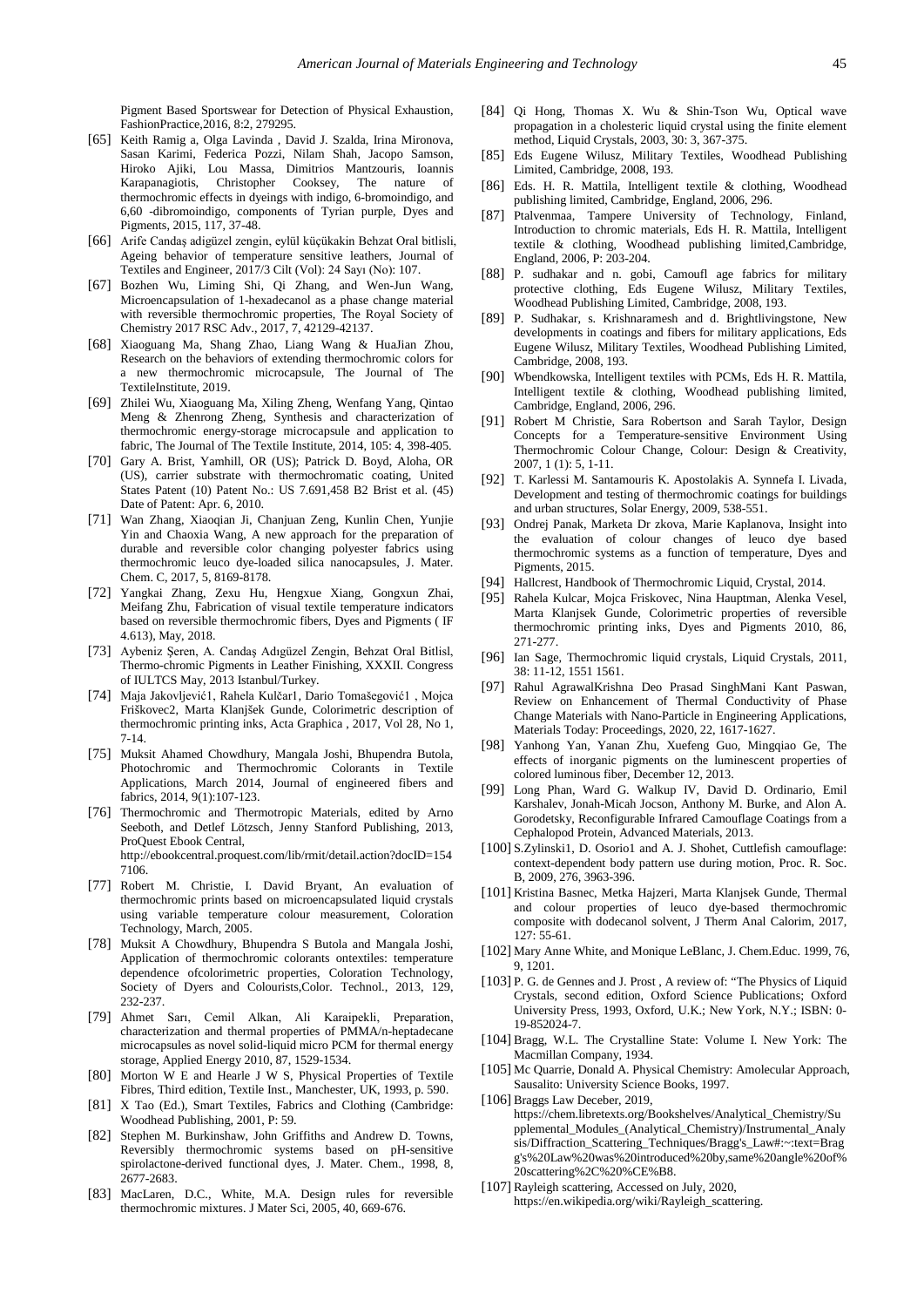Pigment Based Sportswear for Detection of Physical Exhaustion, FashionPractice,2016, 8:2, 279295.

[65] Keith Ramig a, Olga Lavinda , David J. Szalda, Irina Mironova, Sasan Karimi, Federica Pozzi, Nilam Shah, Jacopo Samson, Hiroko Ajiki, Lou Massa, Dimitrios Mantzouris, Ioannis Karapanagiotis, Christopher Cooksey, The nature of thermochromic effects in dyeings with indigo, 6-bromoindigo, and 6,60 -dibromoindigo, components of Tyrian purple, Dyes and Pigments, 2015, 117, 37-48.

[66] Arife Candaş adigüzel zengin, eylül küçükakin Behzat Oral bitlisli, Ageing behavior of temperature sensitive leathers, Journal of Textiles and Engineer, 2017/3 Cilt (Vol): 24 Sayı (No): 107.

[67] Bozhen Wu, Liming Shi, Qi Zhang, and Wen-Jun Wang, Microencapsulation of 1-hexadecanol as a phase change material with reversible thermochromic properties, The Royal Society of Chemistry 2017 RSC Adv., 2017, 7, 42129-42137.

[68] Xiaoguang Ma, Shang Zhao, Liang Wang & HuaJian Zhou, Research on the behaviors of extending thermochromic colors for a new thermochromic microcapsule, The Journal of The TextileInstitute, 2019.

[69] Zhilei Wu, Xiaoguang Ma, Xiling Zheng, Wenfang Yang, Qintao Meng & Zhenrong Zheng, Synthesis and characterization of thermochromic energy-storage microcapsule and application to fabric, The Journal of The Textile Institute, 2014, 105: 4, 398-405.

[70] Gary A. Brist, Yamhill, OR (US); Patrick D. Boyd, Aloha, OR (US), carrier substrate with thermochromatic coating, United States Patent (10) Patent No.: US 7.691,458 B2 Brist et al. (45) Date of Patent: Apr. 6, 2010.

[71] Wan Zhang, Xiaoqian Ji, Chanjuan Zeng, Kunlin Chen, Yunjie Yin and Chaoxia Wang, A new approach for the preparation of durable and reversible color changing polyester fabrics using thermochromic leuco dye-loaded silica nanocapsules, J. Mater. Chem. C, 2017, 5, 8169-8178.

[72] Yangkai Zhang, Zexu Hu, Hengxue Xiang, Gongxun Zhai, Meifang Zhu, Fabrication of visual textile temperature indicators based on reversible thermochromic fibers, Dyes and Pigments ( IF 4.613), May, 2018.

[73] Aybeniz Şeren, A. Candaş Adıgüzel Zengin, Behzat Oral Bitlisl, Thermo-chromic Pigments in Leather Finishing, XXXII. Congress of IULTCS May, 2013 Istanbul/Turkey.

[74] Maja Jakovljević1, Rahela Kulčar1, Dario Tomašegović1 , Mojca Friškovec2, Marta Klanjšek Gunde, Colorimetric description of thermochromic printing inks, Acta Graphica , 2017, Vol 28, No 1, 7-14.

[75] Muksit Ahamed Chowdhury, Mangala Joshi, Bhupendra Butola, Photochromic and Thermochromic Colorants in Textile Applications, March 2014, Journal of engineered fibers and fabrics, 2014, 9(1):107-123.

[76] Thermochromic and Thermotropic Materials, edited by Arno Seeboth, and Detlef Lötzsch, Jenny Stanford Publishing, 2013, ProQuest Ebook Central, http://ebookcentral.proquest.com/lib/rmit/detail.action?docID=1547106.

[77] Robert M. Christie, I. David Bryant, An evaluation of thermochromic prints based on microencapsulated liquid crystals using variable temperature colour measurement, Coloration Technology, March, 2005.

[78] Muksit A Chowdhury, Bhupendra S Butola and Mangala Joshi, Application of thermochromic colorants ontextiles: temperature dependence ofcolorimetric properties, Coloration Technology, Society of Dyers and Colourists,Color. Technol., 2013, 129, 232-237.

[79] Ahmet Sarı, Cemil Alkan, Ali Karaipekli, Preparation, characterization and thermal properties of PMMA/n-heptadecane microcapsules as novel solid-liquid micro PCM for thermal energy storage, Applied Energy 2010, 87, 1529-1534.

[80] Morton W E and Hearle J W S, Physical Properties of Textile Fibres, Third edition, Textile Inst., Manchester, UK, 1993, p. 590.

[81] X Tao (Ed.), Smart Textiles, Fabrics and Clothing (Cambridge: Woodhead Publishing, 2001, P: 59.

[82] Stephen M. Burkinshaw, John Griffiths and Andrew D. Towns, Reversibly thermochromic systems based on pH-sensitive spirolactone-derived functional dyes, J. Mater. Chem., 1998, 8, 2677-2683.

[83] MacLaren, D.C., White, M.A. Design rules for reversible thermochromic mixtures. J Mater Sci, 2005, 40, 669-676.

[84] Qi Hong, Thomas X. Wu & Shin-Tson Wu, Optical wave propagation in a cholesteric liquid crystal using the finite element method, Liquid Crystals, 2003, 30: 3, 367-375.

[85] Eds Eugene Wilusz, Military Textiles, Woodhead Publishing Limited, Cambridge, 2008, 193.

[86] Eds. H. R. Mattila, Intelligent textile & clothing, Woodhead publishing limited, Cambridge, England, 2006, 296.

[87] Ptalvenmaa, Tampere University of Technology, Finland, Introduction to chromic materials, Eds H. R. Mattila, Intelligent textile & clothing, Woodhead publishing limited,Cambridge, England, 2006, P: 203-204.

[88] P. sudhakar and n. gobi, Camoufl age fabrics for military protective clothing, Eds Eugene Wilusz, Military Textiles, Woodhead Publishing Limited, Cambridge, 2008, 193.

[89] P. Sudhakar, s. Krishnaramesh and d. Brightlivingstone, New developments in coatings and fibers for military applications, Eds Eugene Wilusz, Military Textiles, Woodhead Publishing Limited, Cambridge, 2008, 193.

[90] Wbendkowska, Intelligent textiles with PCMs, Eds H. R. Mattila, Intelligent textile & clothing, Woodhead publishing limited, Cambridge, England, 2006, 296.

[91] Robert M Christie, Sara Robertson and Sarah Taylor, Design Concepts for a Temperature-sensitive Environment Using Thermochromic Colour Change, Colour: Design & Creativity, 2007, 1 (1): 5, 1-11.

[92] T. Karlessi M. Santamouris K. Apostolakis A. Synnefa I. Livada, Development and testing of thermochromic coatings for buildings and urban structures, Solar Energy, 2009, 538-551.

[93] Ondrej Panak, Marketa Dr zkova, Marie Kaplanova, Insight into the evaluation of colour changes of leuco dye based thermochromic systems as a function of temperature, Dyes and Pigments, 2015.

[94] Hallcrest, Handbook of Thermochromic Liquid, Crystal, 2014.

[95] Rahela Kulcar, Mojca Friskovec, Nina Hauptman, Alenka Vesel, Marta Klanjsek Gunde, Colorimetric properties of reversible thermochromic printing inks, Dyes and Pigments 2010, 86, 271-277.

[96] Ian Sage, Thermochromic liquid crystals, Liquid Crystals, 2011, 38: 11-12, 1551 1561.

[97] Rahul AgrawalKrishna Deo Prasad SinghMani Kant Paswan, Review on Enhancement of Thermal Conductivity of Phase Change Materials with Nano-Particle in Engineering Applications, Materials Today: Proceedings, 2020, 22, 1617-1627.

[98] Yanhong Yan, Yanan Zhu, Xuefeng Guo, Mingqiao Ge, The effects of inorganic pigments on the luminescent properties of colored luminous fiber, December 12, 2013.

[99] Long Phan, Ward G. Walkup IV, David D. Ordinario, Emil Karshalev, Jonah-Micah Jocson, Anthony M. Burke, and Alon A. Gorodetsky, Reconfigurable Infrared Camouflage Coatings from a Cephalopod Protein, Advanced Materials, 2013.

[100] S.Zylinski1, D. Osorio1 and A. J. Shohet, Cuttlefish camouflage: context-dependent body pattern use during motion, Proc. R. Soc. B, 2009, 276, 3963-396.

[101] Kristina Basnec, Metka Hajzeri, Marta Klanjsek Gunde, Thermal and colour properties of leuco dye-based thermochromic composite with dodecanol solvent, J Therm Anal Calorim, 2017, 127: 55-61.

[102] Mary Anne White, and Monique LeBlanc, J. Chem.Educ. 1999, 76, 9, 1201.

[103] P. G. de Gennes and J. Prost , A review of: "The Physics of Liquid Crystals, second edition, Oxford Science Publications; Oxford University Press, 1993, Oxford, U.K.; New York, N.Y.; ISBN: 0-19-852024-7.

[104] Bragg, W.L. The Crystalline State: Volume I. New York: The Macmillan Company, 1934.

[105] Mc Quarrie, Donald A. Physical Chemistry: Amolecular Approach, Sausalito: University Science Books, 1997.

[106] Braggs Law Deceber, 2019, https://chem.libretexts.org/Bookshelves/Analytical_Chemistry/Supplemental_Modules_(Analytical_Chemistry)/Instrumental_Analysis/Diffraction_Scattering_Techniques/Bragg's_Law#:~:text=Bragg's%20Law%20was%20introduced%20by,same%20angle%20of%20scattering%2C%20%CE%B8.

[107] Rayleigh scattering, Accessed on July, 2020, https://en.wikipedia.org/wiki/Rayleigh_scattering.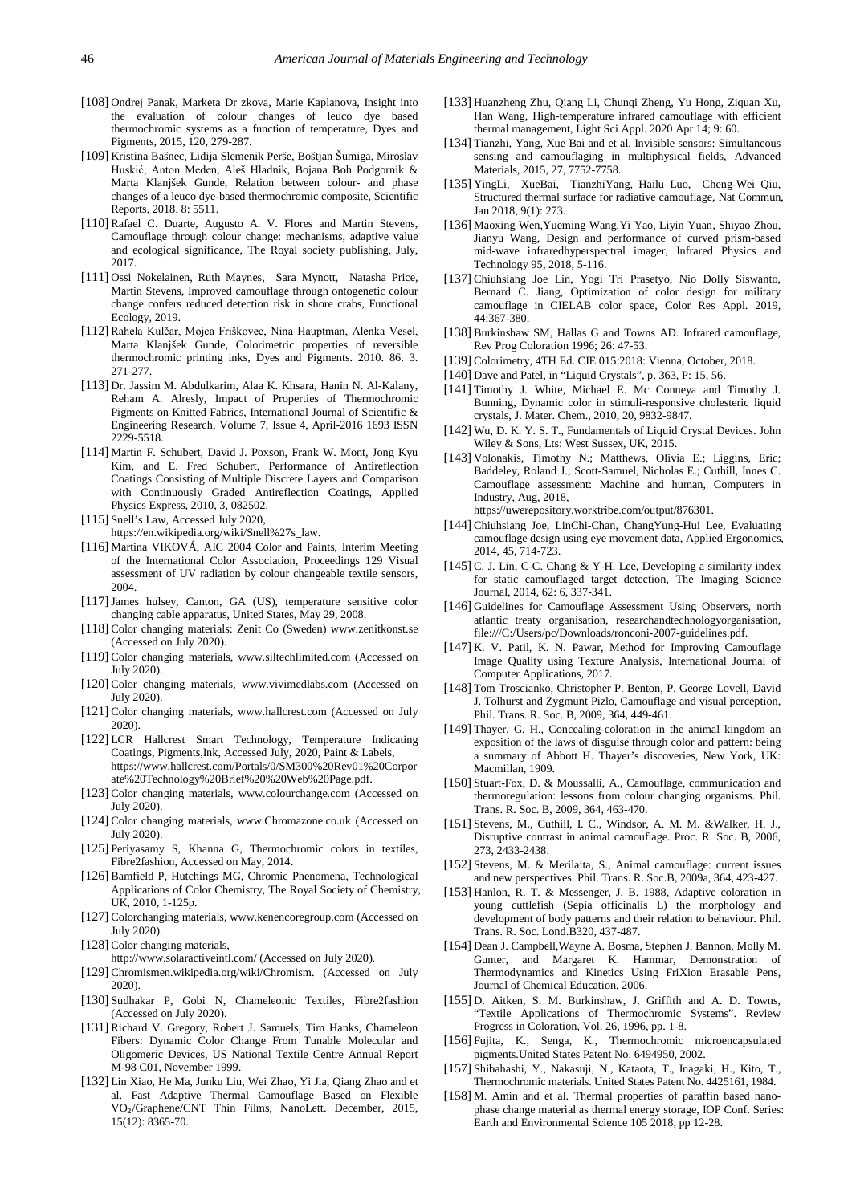[108] Ondrej Panak, Marketa Dr zkova, Marie Kaplanova, Insight into the evaluation of colour changes of leuco dye based thermochromic systems as a function of temperature, Dyes and Pigments, 2015, 120, 279-287.

[109] Kristina Bašnec, Lidija Slemenik Perše, Boštjan Šumiga, Miroslav Huskić, Anton Meden, Aleš Hladnik, Bojana Boh Podgornik & Marta Klanjšek Gunde, Relation between colour- and phase changes of a leuco dye-based thermochromic composite, Scientific Reports, 2018, 8: 5511.

[110] Rafael C. Duarte, Augusto A. V. Flores and Martin Stevens, Camouflage through colour change: mechanisms, adaptive value and ecological significance, The Royal society publishing, July, 2017.

[111] Ossi Nokelainen, Ruth Maynes, Sara Mynott, Natasha Price, Martin Stevens, Improved camouflage through ontogenetic colour change confers reduced detection risk in shore crabs, Functional Ecology, 2019.

[112] Rahela Kulčar, Mojca Friškovec, Nina Hauptman, Alenka Vesel, Marta Klanjšek Gunde, Colorimetric properties of reversible thermochromic printing inks, Dyes and Pigments. 2010. 86. 3. 271-277.

[113] Dr. Jassim M. Abdulkarim, Alaa K. Khsara, Hanin N. Al-Kalany, Reham A. Alresly, Impact of Properties of Thermochromic Pigments on Knitted Fabrics, International Journal of Scientific & Engineering Research, Volume 7, Issue 4, April-2016 1693 ISSN 2229-5518.

[114] Martin F. Schubert, David J. Poxson, Frank W. Mont, Jong Kyu Kim, and E. Fred Schubert, Performance of Antireflection Coatings Consisting of Multiple Discrete Layers and Comparison with Continuously Graded Antireflection Coatings, Applied Physics Express, 2010, 3, 082502.

[115] Snell's Law, Accessed July 2020, https://en.wikipedia.org/wiki/Snell%27s_law.

[116] Martina VIKOVÁ, AIC 2004 Color and Paints, Interim Meeting of the International Color Association, Proceedings 129 Visual assessment of UV radiation by colour changeable textile sensors, 2004.

[117] James hulsey, Canton, GA (US), temperature sensitive color changing cable apparatus, United States, May 29, 2008.

[118] Color changing materials: Zenit Co (Sweden) www.zenitkonst.se (Accessed on July 2020).

[119] Color changing materials, www.siltechlimited.com (Accessed on July 2020).

[120] Color changing materials, www.vivimedlabs.com (Accessed on July 2020).

[121] Color changing materials, www.hallcrest.com (Accessed on July 2020).

[122] LCR Hallcrest Smart Technology, Temperature Indicating Coatings, Pigments,Ink, Accessed July, 2020, Paint & Labels, https://www.hallcrest.com/Portals/0/SM300%20Rev01%20Corporate%20Technology%20Brief%20%20Web%20Page.pdf.

[123] Color changing materials, www.colourchange.com (Accessed on July 2020).

[124] Color changing materials, www.Chromazone.co.uk (Accessed on July 2020).

[125] Periyasamy S, Khanna G, Thermochromic colors in textiles, Fibre2fashion, Accessed on May, 2014.

[126] Bamfield P, Hutchings MG, Chromic Phenomena, Technological Applications of Color Chemistry, The Royal Society of Chemistry, UK, 2010, 1-125p.

[127] Colorchanging materials, www.kenencoregroup.com (Accessed on July 2020).

[128] Color changing materials, http://www.solaractiveintl.com/ (Accessed on July 2020).

[129] Chromismen.wikipedia.org/wiki/Chromism. (Accessed on July 2020).

[130] Sudhakar P, Gobi N, Chameleonic Textiles, Fibre2fashion (Accessed on July 2020).

[131] Richard V. Gregory, Robert J. Samuels, Tim Hanks, Chameleon Fibers: Dynamic Color Change From Tunable Molecular and Oligomeric Devices, US National Textile Centre Annual Report M-98 C01, November 1999.

[132] Lin Xiao, He Ma, Junku Liu, Wei Zhao, Yi Jia, Qiang Zhao and et al. Fast Adaptive Thermal Camouflage Based on Flexible $VO_2$/Graphene/CNT Thin Films, NanoLett. December, 2015, 15(12): 8365-70.

[133] Huanzheng Zhu, Qiang Li, Chunqi Zheng, Yu Hong, Ziquan Xu, Han Wang, High-temperature infrared camouflage with efficient thermal management, Light Sci Appl. 2020 Apr 14; 9: 60.

[134] Tianzhi, Yang, Xue Bai and et al. Invisible sensors: Simultaneous sensing and camouflaging in multiphysical fields, Advanced Materials, 2015, 27, 7752-7758.

[135] YingLi, XueBai, TianzhiYang, Hailu Luo, Cheng-Wei Qiu, Structured thermal surface for radiative camouflage, Nat Commun, Jan 2018, 9(1): 273.

[136] Maoxing Wen,Yueming Wang,Yi Yao, Liyin Yuan, Shiyao Zhou, Jianyu Wang, Design and performance of curved prism-based mid-wave infraredhyperspectral imager, Infrared Physics and Technology 95, 2018, 5-116.

[137] Chiuhsiang Joe Lin, Yogi Tri Prasetyo, Nio Dolly Siswanto, Bernard C. Jiang, Optimization of color design for military camouflage in CIELAB color space, Color Res Appl. 2019, 44:367-380.

[138] Burkinshaw SM, Hallas G and Towns AD. Infrared camouflage, Rev Prog Coloration 1996; 26: 47-53.

[139] Colorimetry, 4TH Ed. CIE 015:2018: Vienna, October, 2018.

[140] Dave and Patel, in "Liquid Crystals", p. 363, P: 15, 56.

[141] Timothy J. White, Michael E. Mc Conneya and Timothy J. Bunning, Dynamic color in stimuli-responsive cholesteric liquid crystals, J. Mater. Chem., 2010, 20, 9832-9847.

[142] Wu, D. K. Y. S. T., Fundamentals of Liquid Crystal Devices. John Wiley & Sons, Lts: West Sussex, UK, 2015.

[143] Volonakis, Timothy N.; Matthews, Olivia E.; Liggins, Eric; Baddeley, Roland J.; Scott-Samuel, Nicholas E.; Cuthill, Innes C. Camouflage assessment: Machine and human, Computers in Industry, Aug, 2018, https://uwerepository.worktribe.com/output/876301.

[144] Chiuhsiang Joe, LinChi-Chan, ChangYung-Hui Lee, Evaluating camouflage design using eye movement data, Applied Ergonomics, 2014, 45, 714-723.

[145] C. J. Lin, C-C. Chang & Y-H. Lee, Developing a similarity index for static camouflaged target detection, The Imaging Science Journal, 2014, 62: 6, 337-341.

[146] Guidelines for Camouflage Assessment Using Observers, north atlantic treaty organisation, researchandtechnologyorganisation, file:///C:/Users/pc/Downloads/ronconi-2007-guidelines.pdf.

[147] K. V. Patil, K. N. Pawar, Method for Improving Camouflage Image Quality using Texture Analysis, International Journal of Computer Applications, 2017.

[148] Tom Troscianko, Christopher P. Benton, P. George Lovell, David J. Tolhurst and Zygmunt Pizlo, Camouflage and visual perception, Phil. Trans. R. Soc. B, 2009, 364, 449-461.

[149] Thayer, G. H., Concealing-coloration in the animal kingdom an exposition of the laws of disguise through color and pattern: being a summary of Abbott H. Thayer's discoveries, New York, UK: Macmillan, 1909.

[150] Stuart-Fox, D. & Moussalli, A., Camouflage, communication and thermoregulation: lessons from colour changing organisms. Phil. Trans. R. Soc. B, 2009, 364, 463-470.

[151] Stevens, M., Cuthill, I. C., Windsor, A. M. M. &Walker, H. J., Disruptive contrast in animal camouflage. Proc. R. Soc. B, 2006, 273, 2433-2438.

[152] Stevens, M. & Merilaita, S., Animal camouflage: current issues and new perspectives. Phil. Trans. R. Soc.B, 2009a, 364, 423-427.

[153] Hanlon, R. T. & Messenger, J. B. 1988, Adaptive coloration in young cuttlefish (Sepia officinalis L) the morphology and development of body patterns and their relation to behaviour. Phil. Trans. R. Soc. Lond.B320, 437-487.

[154] Dean J. Campbell,Wayne A. Bosma, Stephen J. Bannon, Molly M. Gunter, and Margaret K. Hammar, Demonstration of Thermodynamics and Kinetics Using FriXion Erasable Pens, Journal of Chemical Education, 2006.

[155] D. Aitken, S. M. Burkinshaw, J. Griffith and A. D. Towns, "Textile Applications of Thermochromic Systems". Review Progress in Coloration, Vol. 26, 1996, pp. 1-8.

[156] Fujita, K., Senga, K., Thermochromic microencapsulated pigments.United States Patent No. 6494950, 2002.

[157] Shibahashi, Y., Nakasuji, N., Kataota, T., Inagaki, H., Kito, T., Thermochromic materials. United States Patent No. 4425161, 1984.

[158] M. Amin and et al. Thermal properties of paraffin based nano-phase change material as thermal energy storage, IOP Conf. Series: Earth and Environmental Science 105 2018, pp 12-28.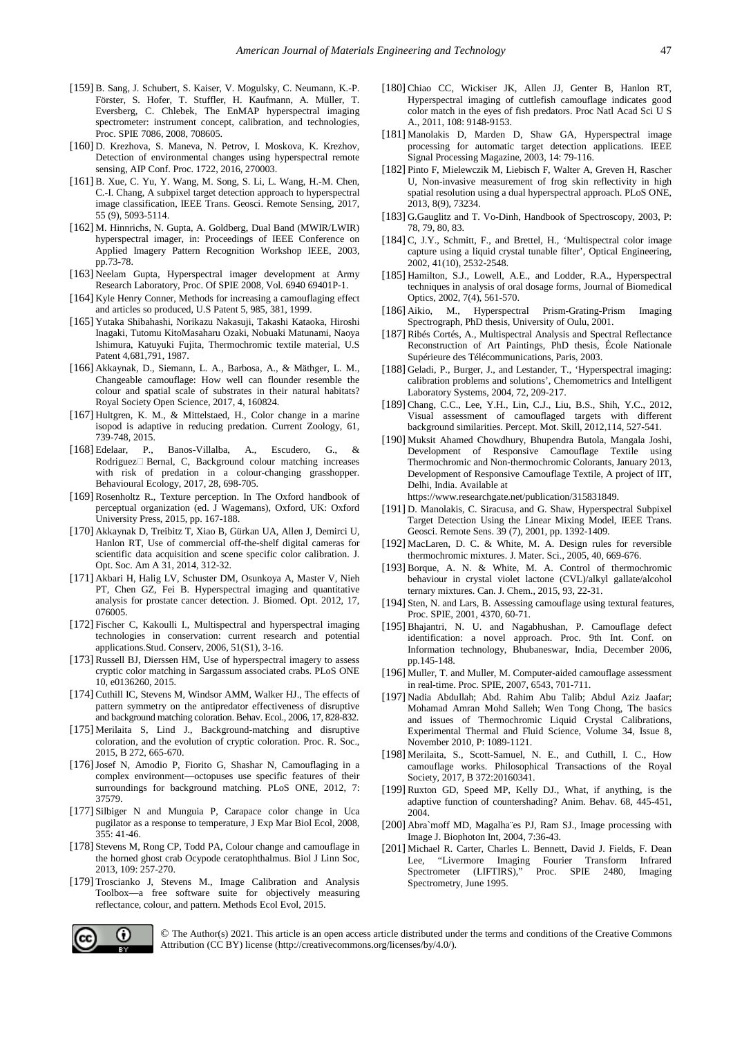[159] B. Sang, J. Schubert, S. Kaiser, V. Mogulsky, C. Neumann, K.-P. Förster, S. Hofer, T. Stuffler, H. Kaufmann, A. Müller, T. Eversberg, C. Chlebek, The EnMAP hyperspectral imaging spectrometer: instrument concept, calibration, and technologies, Proc. SPIE 7086, 2008, 708605.

[160] D. Krezhova, S. Maneva, N. Petrov, I. Moskova, K. Krezhov, Detection of environmental changes using hyperspectral remote sensing, AIP Conf. Proc. 1722, 2016, 270003.

[161] B. Xue, C. Yu, Y. Wang, M. Song, S. Li, L. Wang, H.-M. Chen, C.-I. Chang, A subpixel target detection approach to hyperspectral image classification, IEEE Trans. Geosci. Remote Sensing, 2017, 55 (9), 5093-5114.

[162] M. Hinnrichs, N. Gupta, A. Goldberg, Dual Band (MWIR/LWIR) hyperspectral imager, in: Proceedings of IEEE Conference on Applied Imagery Pattern Recognition Workshop IEEE, 2003, pp.73-78.

[163] Neelam Gupta, Hyperspectral imager development at Army Research Laboratory, Proc. Of SPIE 2008, Vol. 6940 69401P-1.

[164] Kyle Henry Conner, Methods for increasing a camouflaging effect and articles so produced, U.S Patent 5, 985, 381, 1999.

[165] Yutaka Shibahashi, Norikazu Nakasuji, Takashi Kataoka, Hiroshi Inagaki, Tutomu KitoMasaharu Ozaki, Nobuaki Matunami, Naoya Ishimura, Katuyuki Fujita, Thermochromic textile material, U.S Patent 4,681,791, 1987.

[166] Akkaynak, D., Siemann, L. A., Barbosa, A., & Mäthger, L. M., Changeable camouflage: How well can flounder resemble the colour and spatial scale of substrates in their natural habitats? Royal Society Open Science, 2017, 4, 160824.

[167] Hultgren, K. M., & Mittelstaed, H., Color change in a marine isopod is adaptive in reducing predation. Current Zoology, 61, 739-748, 2015.

[168] Edelaar, P., Banos-Villalba, A., Escudero, G., & Rodriguez□ Bernal, C, Background colour matching increases with risk of predation in a colour-changing grasshopper. Behavioural Ecology, 2017, 28, 698-705.

[169] Rosenholtz R., Texture perception. In The Oxford handbook of perceptual organization (ed. J Wagemans), Oxford, UK: Oxford University Press, 2015, pp. 167-188.

[170] Akkaynak D, Treibitz T, Xiao B, Gürkan UA, Allen J, Demirci U, Hanlon RT, Use of commercial off-the-shelf digital cameras for scientific data acquisition and scene specific color calibration. J. Opt. Soc. Am A 31, 2014, 312-32.

[171] Akbari H, Halig LV, Schuster DM, Osunkoya A, Master V, Nieh PT, Chen GZ, Fei B. Hyperspectral imaging and quantitative analysis for prostate cancer detection. J. Biomed. Opt. 2012, 17, 076005.

[172] Fischer C, Kakoulli I., Multispectral and hyperspectral imaging technologies in conservation: current research and potential applications.Stud. Conserv, 2006, 51(S1), 3-16.

[173] Russell BJ, Dierssen HM, Use of hyperspectral imagery to assess cryptic color matching in Sargassum associated crabs. PLoS ONE 10, e0136260, 2015.

[174] Cuthill IC, Stevens M, Windsor AMM, Walker HJ., The effects of pattern symmetry on the antipredator effectiveness of disruptive and background matching coloration. Behav. Ecol., 2006, 17, 828-832.

[175] Merilaita S, Lind J., Background-matching and disruptive coloration, and the evolution of cryptic coloration. Proc. R. Soc., 2015, B 272, 665-670.

[176] Josef N, Amodio P, Fiorito G, Shashar N, Camouflaging in a complex environment—octopuses use specific features of their surroundings for background matching. PLoS ONE, 2012, 7: 37579.

[177] Silbiger N and Munguia P, Carapace color change in Uca pugilator as a response to temperature, J Exp Mar Biol Ecol, 2008, 355: 41-46.

[178] Stevens M, Rong CP, Todd PA, Colour change and camouflage in the horned ghost crab Ocypode ceratophthalmus. Biol J Linn Soc, 2013, 109: 257-270.

[179] Troscianko J, Stevens M., Image Calibration and Analysis Toolbox—a free software suite for objectively measuring reflectance, colour, and pattern. Methods Ecol Evol, 2015.

[180] Chiao CC, Wickiser JK, Allen JJ, Genter B, Hanlon RT, Hyperspectral imaging of cuttlefish camouflage indicates good color match in the eyes of fish predators. Proc Natl Acad Sci U S A., 2011, 108: 9148-9153.

[181] Manolakis D, Marden D, Shaw GA, Hyperspectral image processing for automatic target detection applications. IEEE Signal Processing Magazine, 2003, 14: 79-116.

[182] Pinto F, Mielewczik M, Liebisch F, Walter A, Greven H, Rascher U, Non-invasive measurement of frog skin reflectivity in high spatial resolution using a dual hyperspectral approach. PLoS ONE, 2013, 8(9), 73234.

[183] G.Gauglitz and T. Vo-Dinh, Handbook of Spectroscopy, 2003, P: 78, 79, 80, 83.

[184] C, J.Y., Schmitt, F., and Brettel, H., 'Multispectral color image capture using a liquid crystal tunable filter', Optical Engineering, 2002, 41(10), 2532-2548.

[185] Hamilton, S.J., Lowell, A.E., and Lodder, R.A., Hyperspectral techniques in analysis of oral dosage forms, Journal of Biomedical Optics, 2002, 7(4), 561-570.

[186] Aikio, M., Hyperspectral Prism-Grating-Prism Imaging Spectrograph, PhD thesis, University of Oulu, 2001.

[187] Ribés Cortés, A., Multispectral Analysis and Spectral Reflectance Reconstruction of Art Paintings, PhD thesis, École Nationale Supérieure des Télécommunications, Paris, 2003.

[188] Geladi, P., Burger, J., and Lestander, T., 'Hyperspectral imaging: calibration problems and solutions', Chemometrics and Intelligent Laboratory Systems, 2004, 72, 209-217.

[189] Chang, C.C., Lee, Y.H., Lin, C.J., Liu, B.S., Shih, Y.C., 2012, Visual assessment of camouflaged targets with different background similarities. Percept. Mot. Skill, 2012,114, 527-541.

[190] Muksit Ahamed Chowdhury, Bhupendra Butola, Mangala Joshi, Development of Responsive Camouflage Textile using Thermochromic and Non-thermochromic Colorants, January 2013, Development of Responsive Camouflage Textile, A project of IIT, Delhi, India. Available at https://www.researchgate.net/publication/315831849.

[191] D. Manolakis, C. Siracusa, and G. Shaw, Hyperspectral Subpixel Target Detection Using the Linear Mixing Model, IEEE Trans. Geosci. Remote Sens. 39 (7), 2001, pp. 1392-1409.

[192] MacLaren, D. C. & White, M. A. Design rules for reversible thermochromic mixtures. J. Mater. Sci., 2005, 40, 669-676.

[193] Borque, A. N. & White, M. A. Control of thermochromic behaviour in crystal violet lactone (CVL)/alkyl gallate/alcohol ternary mixtures. Can. J. Chem., 2015, 93, 22-31.

[194] Sten, N. and Lars, B. Assessing camouflage using textural features, Proc. SPIE, 2001, 4370, 60-71.

[195] Bhajantri, N. U. and Nagabhushan, P. Camouflage defect identification: a novel approach. Proc. 9th Int. Conf. on Information technology, Bhubaneswar, India, December 2006, pp.145-148.

[196] Muller, T. and Muller, M. Computer-aided camouflage assessment in real-time. Proc. SPIE, 2007, 6543, 701-711.

[197] Nadia Abdullah; Abd. Rahim Abu Talib; Abdul Aziz Jaafar; Mohamad Amran Mohd Salleh; Wen Tong Chong, The basics and issues of Thermochromic Liquid Crystal Calibrations, Experimental Thermal and Fluid Science, Volume 34, Issue 8, November 2010, P: 1089-1121.

[198] Merilaita, S., Scott-Samuel, N. E., and Cuthill, I. C., How camouflage works. Philosophical Transactions of the Royal Society, 2017, B 372:20160341.

[199] Ruxton GD, Speed MP, Kelly DJ., What, if anything, is the adaptive function of countershading? Anim. Behav. 68, 445-451, 2004.

[200] Abra`moff MD, Magalha¨es PJ, Ram SJ., Image processing with Image J. Biophoton Int, 2004, 7:36-43.

[201] Michael R. Carter, Charles L. Bennett, David J. Fields, F. Dean Lee, "Livermore Imaging Fourier Transform Infrared Spectrometer (LIFTIRS)," Proc. SPIE 2480, Imaging Spectrometry, June 1995.

© The Author(s) 2021. This article is an open access article distributed under the terms and conditions of the Creative Commons Attribution (CC BY) license (http://creativecommons.org/licenses/by/4.0/).